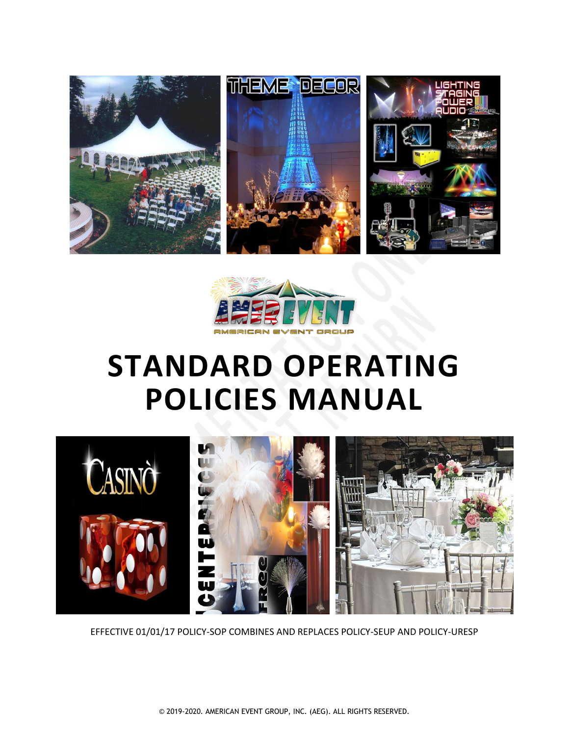# STANDARD OPERATING POLICIES MANUAL

EFFECTIVE 01/01/17 POLICY-SOP COMBINES AND REPLACES POLICY-SEUP AND POLICY-URESP

© 2019-2020. AMERICAN EVENT GROUP, INC. (AEG). ALL RIGHTS RESERVED.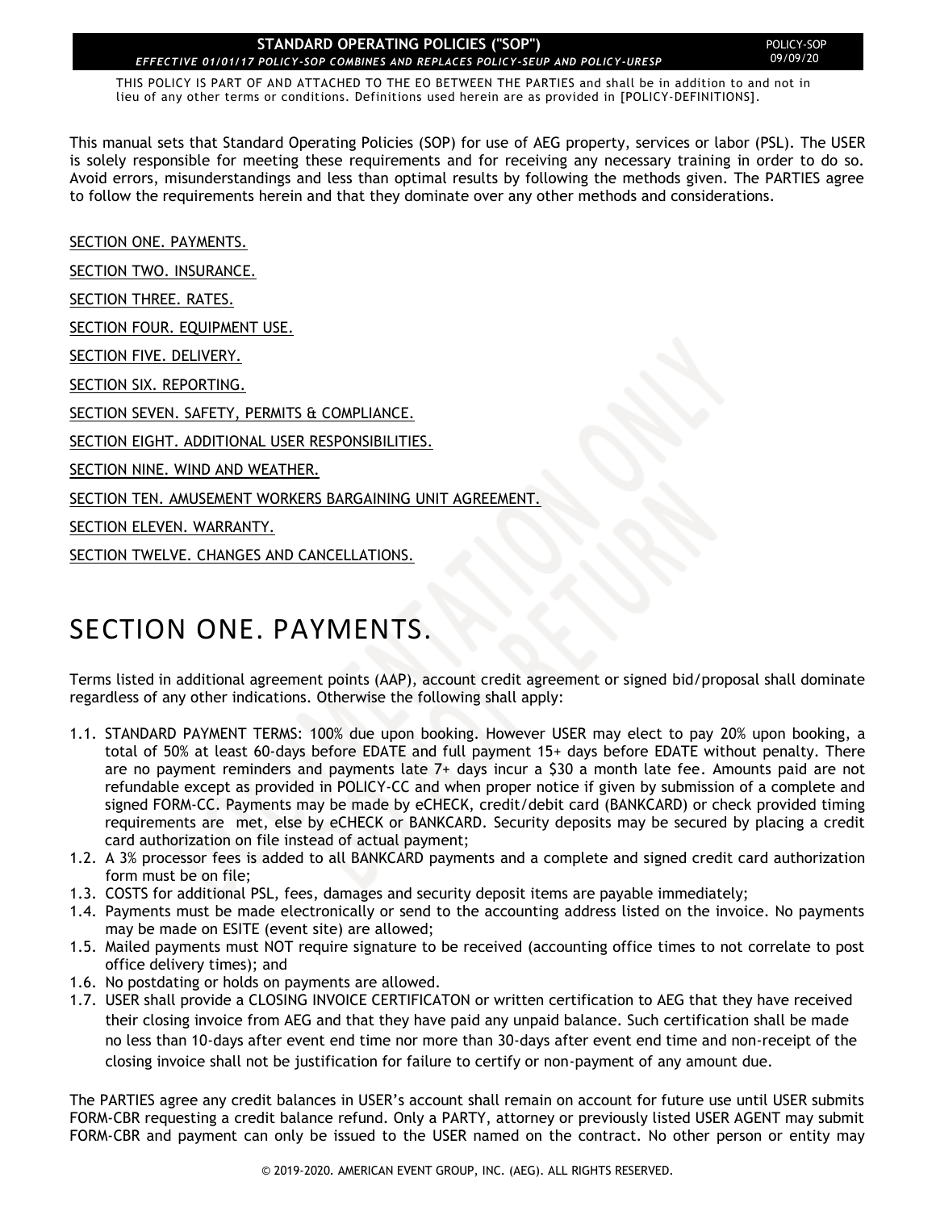**STANDARD OPERATING POLICIES ("SOP")**
*EFFECTIVE 01/01/17 POLICY-SOP COMBINES AND REPLACES POLICY-SEUP AND POLICY-URESP*

POLICY-SOP 09/09/20

THIS POLICY IS PART OF AND ATTACHED TO THE EO BETWEEN THE PARTIES and shall be in addition to and not in lieu of any other terms or conditions. Definitions used herein are as provided in [POLICY-DEFINITIONS].

This manual sets that Standard Operating Policies (SOP) for use of AEG property, services or labor (PSL). The USER is solely responsible for meeting these requirements and for receiving any necessary training in order to do so. Avoid errors, misunderstandings and less than optimal results by following the methods given. The PARTIES agree to follow the requirements herein and that they dominate over any other methods and considerations.

SECTION ONE. PAYMENTS.

SECTION TWO. INSURANCE.

SECTION THREE. RATES.

SECTION FOUR. EQUIPMENT USE.

SECTION FIVE. DELIVERY.

SECTION SIX. REPORTING.

SECTION SEVEN. SAFETY, PERMITS & COMPLIANCE.

SECTION EIGHT. ADDITIONAL USER RESPONSIBILITIES.

SECTION NINE. WIND AND WEATHER.

SECTION TEN. AMUSEMENT WORKERS BARGAINING UNIT AGREEMENT.

SECTION ELEVEN. WARRANTY.

SECTION TWELVE. CHANGES AND CANCELLATIONS.

# SECTION ONE. PAYMENTS.

Terms listed in additional agreement points (AAP), account credit agreement or signed bid/proposal shall dominate regardless of any other indications. Otherwise the following shall apply:

1.1. STANDARD PAYMENT TERMS: 100% due upon booking. However USER may elect to pay 20% upon booking, a total of 50% at least 60-days before EDATE and full payment 15+ days before EDATE without penalty. There are no payment reminders and payments late 7+ days incur a $30 a month late fee. Amounts paid are not refundable except as provided in POLICY-CC and when proper notice if given by submission of a complete and signed FORM-CC. Payments may be made by eCHECK, credit/debit card (BANKCARD) or check provided timing requirements are met, else by eCHECK or BANKCARD. Security deposits may be secured by placing a credit card authorization on file instead of actual payment;
1.2. A 3% processor fees is added to all BANKCARD payments and a complete and signed credit card authorization form must be on file;
1.3. COSTS for additional PSL, fees, damages and security deposit items are payable immediately;
1.4. Payments must be made electronically or send to the accounting address listed on the invoice. No payments may be made on ESITE (event site) are allowed;
1.5. Mailed payments must NOT require signature to be received (accounting office times to not correlate to post office delivery times); and
1.6. No postdating or holds on payments are allowed.
1.7. USER shall provide a CLOSING INVOICE CERTIFICATON or written certification to AEG that they have received their closing invoice from AEG and that they have paid any unpaid balance. Such certification shall be made no less than 10-days after event end time nor more than 30-days after event end time and non-receipt of the closing invoice shall not be justification for failure to certify or non-payment of any amount due.

The PARTIES agree any credit balances in USER's account shall remain on account for future use until USER submits FORM-CBR requesting a credit balance refund. Only a PARTY, attorney or previously listed USER AGENT may submit FORM-CBR and payment can only be issued to the USER named on the contract. No other person or entity may

© 2019-2020. AMERICAN EVENT GROUP, INC. (AEG). ALL RIGHTS RESERVED.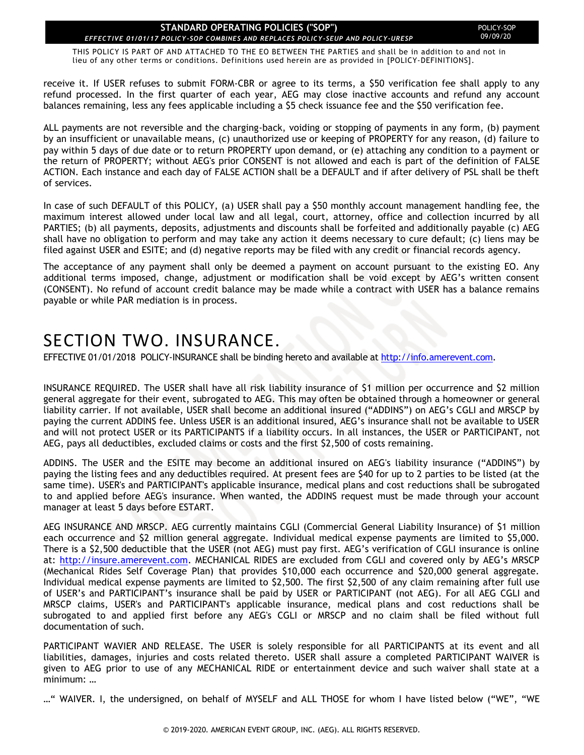receive it. If USER refuses to submit FORM-CBR or agree to its terms, a $50 verification fee shall apply to any refund processed. In the first quarter of each year, AEG may close inactive accounts and refund any account balances remaining, less any fees applicable including a $5 check issuance fee and the $50 verification fee.

ALL payments are not reversible and the charging-back, voiding or stopping of payments in any form, (b) payment by an insufficient or unavailable means, (c) unauthorized use or keeping of PROPERTY for any reason, (d) failure to pay within 5 days of due date or to return PROPERTY upon demand, or (e) attaching any condition to a payment or the return of PROPERTY; without AEG's prior CONSENT is not allowed and each is part of the definition of FALSE ACTION. Each instance and each day of FALSE ACTION shall be a DEFAULT and if after delivery of PSL shall be theft of services.

In case of such DEFAULT of this POLICY, (a) USER shall pay a $50 monthly account management handling fee, the maximum interest allowed under local law and all legal, court, attorney, office and collection incurred by all PARTIES; (b) all payments, deposits, adjustments and discounts shall be forfeited and additionally payable (c) AEG shall have no obligation to perform and may take any action it deems necessary to cure default; (c) liens may be filed against USER and ESITE; and (d) negative reports may be filed with any credit or financial records agency.

The acceptance of any payment shall only be deemed a payment on account pursuant to the existing EO. Any additional terms imposed, change, adjustment or modification shall be void except by AEG's written consent (CONSENT). No refund of account credit balance may be made while a contract with USER has a balance remains payable or while PAR mediation is in process.

# SECTION TWO. INSURANCE.

EFFECTIVE 01/01/2018 POLICY-INSURANCE shall be binding hereto and available at http://info.amerevent.com.

INSURANCE REQUIRED. The USER shall have all risk liability insurance of $1 million per occurrence and $2 million general aggregate for their event, subrogated to AEG. This may often be obtained through a homeowner or general liability carrier. If not available, USER shall become an additional insured ("ADDINS") on AEG's CGLI and MRSCP by paying the current ADDINS fee. Unless USER is an additional insured, AEG's insurance shall not be available to USER and will not protect USER or its PARTICIPANTS if a liability occurs. In all instances, the USER or PARTICIPANT, not AEG, pays all deductibles, excluded claims or costs and the first $2,500 of costs remaining.

ADDINS. The USER and the ESITE may become an additional insured on AEG's liability insurance ("ADDINS") by paying the listing fees and any deductibles required. At present fees are $40 for up to 2 parties to be listed (at the same time). USER's and PARTICIPANT's applicable insurance, medical plans and cost reductions shall be subrogated to and applied before AEG's insurance. When wanted, the ADDINS request must be made through your account manager at least 5 days before ESTART.

AEG INSURANCE AND MRSCP. AEG currently maintains CGLI (Commercial General Liability Insurance) of $1 million each occurrence and $2 million general aggregate. Individual medical expense payments are limited to $5,000. There is a $2,500 deductible that the USER (not AEG) must pay first. AEG's verification of CGLI insurance is online at: http://insure.amerevent.com. MECHANICAL RIDES are excluded from CGLI and covered only by AEG's MRSCP (Mechanical Rides Self Coverage Plan) that provides $10,000 each occurrence and $20,000 general aggregate. Individual medical expense payments are limited to $2,500. The first $2,500 of any claim remaining after full use of USER's and PARTICIPANT's insurance shall be paid by USER or PARTICIPANT (not AEG). For all AEG CGLI and MRSCP claims, USER's and PARTICIPANT's applicable insurance, medical plans and cost reductions shall be subrogated to and applied first before any AEG's CGLI or MRSCP and no claim shall be filed without full documentation of such.

PARTICIPANT WAVIER AND RELEASE. The USER is solely responsible for all PARTICIPANTS at its event and all liabilities, damages, injuries and costs related thereto. USER shall assure a completed PARTICIPANT WAIVER is given to AEG prior to use of any MECHANICAL RIDE or entertainment device and such waiver shall state at a minimum: …

…" WAIVER. I, the undersigned, on behalf of MYSELF and ALL THOSE for whom I have listed below ("WE", "WE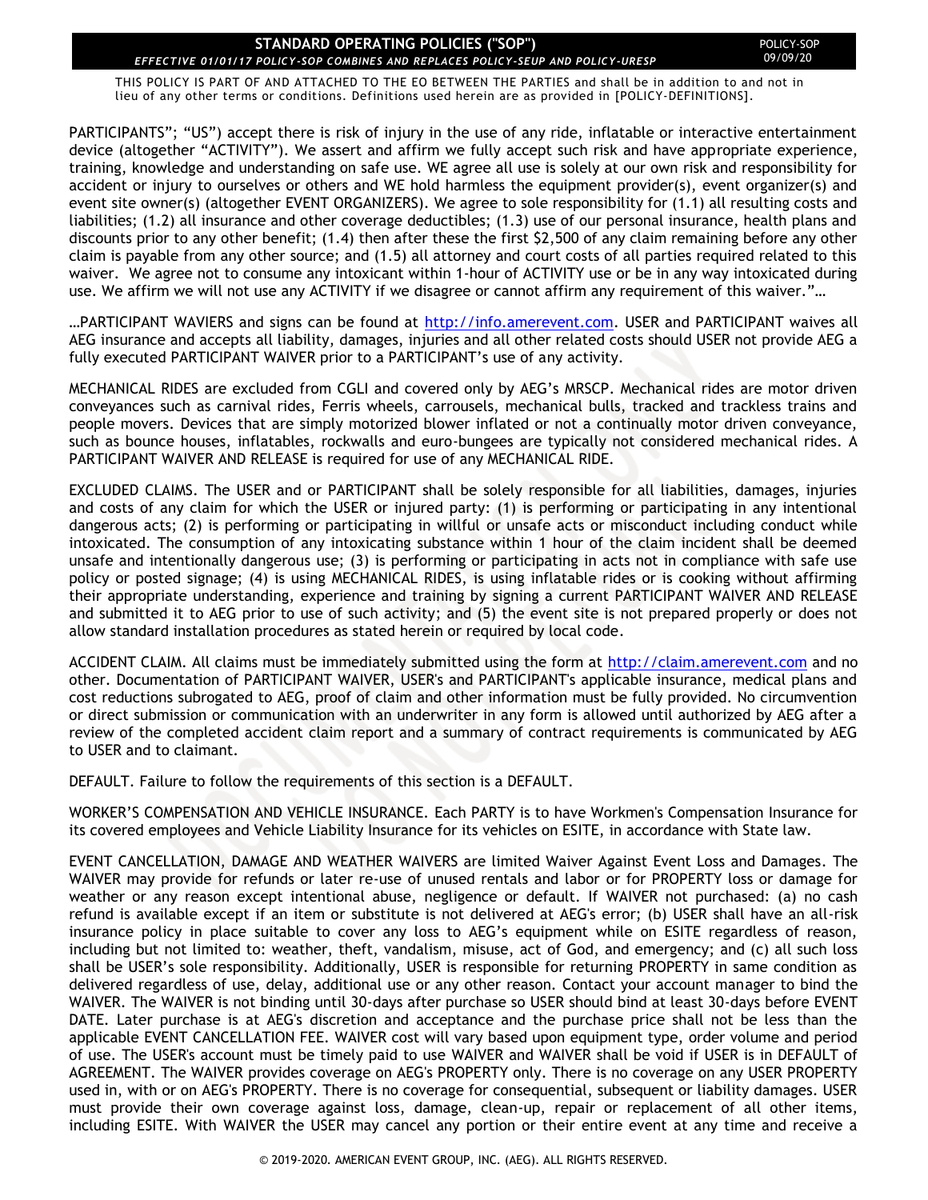**STANDARD OPERATING POLICIES ("SOP")**

*EFFECTIVE 01/01/17 POLICY-SOP COMBINES AND REPLACES POLICY-SEUP AND POLICY-URESP*

POLICY-SOP 09/09/20

THIS POLICY IS PART OF AND ATTACHED TO THE EO BETWEEN THE PARTIES and shall be in addition to and not in lieu of any other terms or conditions. Definitions used herein are as provided in [POLICY-DEFINITIONS].

PARTICIPANTS"; "US") accept there is risk of injury in the use of any ride, inflatable or interactive entertainment device (altogether "ACTIVITY"). We assert and affirm we fully accept such risk and have appropriate experience, training, knowledge and understanding on safe use. WE agree all use is solely at our own risk and responsibility for accident or injury to ourselves or others and WE hold harmless the equipment provider(s), event organizer(s) and event site owner(s) (altogether EVENT ORGANIZERS). We agree to sole responsibility for (1.1) all resulting costs and liabilities; (1.2) all insurance and other coverage deductibles; (1.3) use of our personal insurance, health plans and discounts prior to any other benefit; (1.4) then after these the first $2,500 of any claim remaining before any other claim is payable from any other source; and (1.5) all attorney and court costs of all parties required related to this waiver. We agree not to consume any intoxicant within 1-hour of ACTIVITY use or be in any way intoxicated during use. We affirm we will not use any ACTIVITY if we disagree or cannot affirm any requirement of this waiver."…

…PARTICIPANT WAVIERS and signs can be found at http://info.amerevent.com. USER and PARTICIPANT waives all AEG insurance and accepts all liability, damages, injuries and all other related costs should USER not provide AEG a fully executed PARTICIPANT WAIVER prior to a PARTICIPANT's use of any activity.

MECHANICAL RIDES are excluded from CGLI and covered only by AEG's MRSCP. Mechanical rides are motor driven conveyances such as carnival rides, Ferris wheels, carrousels, mechanical bulls, tracked and trackless trains and people movers. Devices that are simply motorized blower inflated or not a continually motor driven conveyance, such as bounce houses, inflatables, rockwalls and euro-bungees are typically not considered mechanical rides. A PARTICIPANT WAIVER AND RELEASE is required for use of any MECHANICAL RIDE.

EXCLUDED CLAIMS. The USER and or PARTICIPANT shall be solely responsible for all liabilities, damages, injuries and costs of any claim for which the USER or injured party: (1) is performing or participating in any intentional dangerous acts; (2) is performing or participating in willful or unsafe acts or misconduct including conduct while intoxicated. The consumption of any intoxicating substance within 1 hour of the claim incident shall be deemed unsafe and intentionally dangerous use; (3) is performing or participating in acts not in compliance with safe use policy or posted signage; (4) is using MECHANICAL RIDES, is using inflatable rides or is cooking without affirming their appropriate understanding, experience and training by signing a current PARTICIPANT WAIVER AND RELEASE and submitted it to AEG prior to use of such activity; and (5) the event site is not prepared properly or does not allow standard installation procedures as stated herein or required by local code.

ACCIDENT CLAIM. All claims must be immediately submitted using the form at http://claim.amerevent.com and no other. Documentation of PARTICIPANT WAIVER, USER's and PARTICIPANT's applicable insurance, medical plans and cost reductions subrogated to AEG, proof of claim and other information must be fully provided. No circumvention or direct submission or communication with an underwriter in any form is allowed until authorized by AEG after a review of the completed accident claim report and a summary of contract requirements is communicated by AEG to USER and to claimant.

DEFAULT. Failure to follow the requirements of this section is a DEFAULT.

WORKER'S COMPENSATION AND VEHICLE INSURANCE. Each PARTY is to have Workmen's Compensation Insurance for its covered employees and Vehicle Liability Insurance for its vehicles on ESITE, in accordance with State law.

EVENT CANCELLATION, DAMAGE AND WEATHER WAIVERS are limited Waiver Against Event Loss and Damages. The WAIVER may provide for refunds or later re-use of unused rentals and labor or for PROPERTY loss or damage for weather or any reason except intentional abuse, negligence or default. If WAIVER not purchased: (a) no cash refund is available except if an item or substitute is not delivered at AEG's error; (b) USER shall have an all-risk insurance policy in place suitable to cover any loss to AEG's equipment while on ESITE regardless of reason, including but not limited to: weather, theft, vandalism, misuse, act of God, and emergency; and (c) all such loss shall be USER's sole responsibility. Additionally, USER is responsible for returning PROPERTY in same condition as delivered regardless of use, delay, additional use or any other reason. Contact your account manager to bind the WAIVER. The WAIVER is not binding until 30-days after purchase so USER should bind at least 30-days before EVENT DATE. Later purchase is at AEG's discretion and acceptance and the purchase price shall not be less than the applicable EVENT CANCELLATION FEE. WAIVER cost will vary based upon equipment type, order volume and period of use. The USER's account must be timely paid to use WAIVER and WAIVER shall be void if USER is in DEFAULT of AGREEMENT. The WAIVER provides coverage on AEG's PROPERTY only. There is no coverage on any USER PROPERTY used in, with or on AEG's PROPERTY. There is no coverage for consequential, subsequent or liability damages. USER must provide their own coverage against loss, damage, clean-up, repair or replacement of all other items, including ESITE. With WAIVER the USER may cancel any portion or their entire event at any time and receive a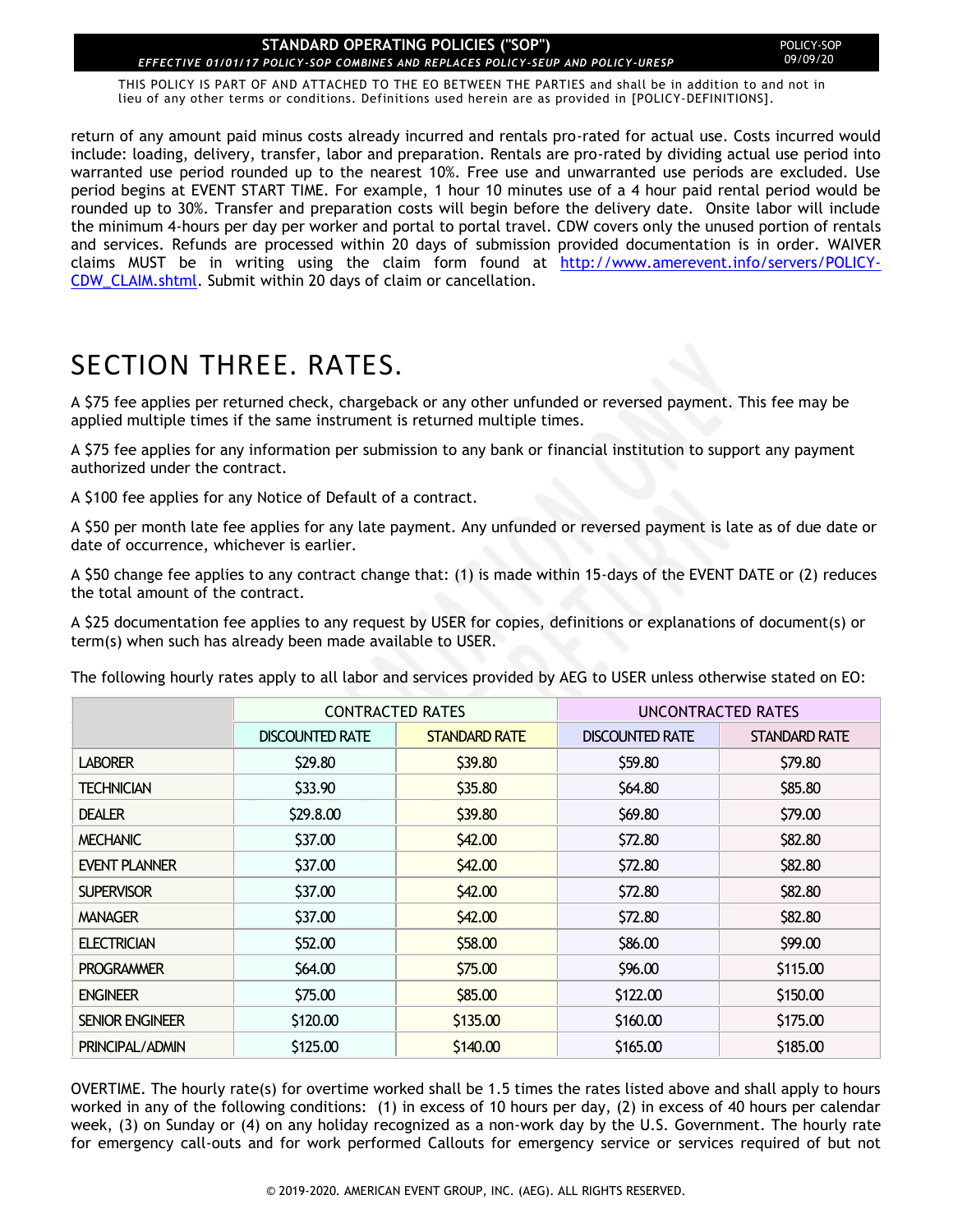return of any amount paid minus costs already incurred and rentals pro-rated for actual use. Costs incurred would include: loading, delivery, transfer, labor and preparation. Rentals are pro-rated by dividing actual use period into warranted use period rounded up to the nearest 10%. Free use and unwarranted use periods are excluded. Use period begins at EVENT START TIME. For example, 1 hour 10 minutes use of a 4 hour paid rental period would be rounded up to 30%. Transfer and preparation costs will begin before the delivery date. Onsite labor will include the minimum 4-hours per day per worker and portal to portal travel. CDW covers only the unused portion of rentals and services. Refunds are processed within 20 days of submission provided documentation is in order. WAIVER claims MUST be in writing using the claim form found at http://www.amerevent.info/servers/POLICY-CDW_CLAIM.shtml. Submit within 20 days of claim or cancellation.

# SECTION THREE. RATES.

A $75 fee applies per returned check, chargeback or any other unfunded or reversed payment. This fee may be applied multiple times if the same instrument is returned multiple times.

A $75 fee applies for any information per submission to any bank or financial institution to support any payment authorized under the contract.

A $100 fee applies for any Notice of Default of a contract.

A $50 per month late fee applies for any late payment. Any unfunded or reversed payment is late as of due date or date of occurrence, whichever is earlier.

A $50 change fee applies to any contract change that: (1) is made within 15-days of the EVENT DATE or (2) reduces the total amount of the contract.

A $25 documentation fee applies to any request by USER for copies, definitions or explanations of document(s) or term(s) when such has already been made available to USER.

The following hourly rates apply to all labor and services provided by AEG to USER unless otherwise stated on EO:

| | CONTRACTED RATES | | UNCONTRACTED RATES | |
|---|---|---|---|---|
| | DISCOUNTED RATE | STANDARD RATE | DISCOUNTED RATE | STANDARD RATE |
| LABORER | $29.80 | $39.80 | $59.80 | $79.80 |
| TECHNICIAN | $33.90 | $35.80 | $64.80 | $85.80 |
| DEALER | $29.8.00 | $39.80 | $69.80 | $79.00 |
| MECHANIC | $37.00 | $42.00 | $72.80 | $82.80 |
| EVENT PLANNER | $37.00 | $42.00 | $72.80 | $82.80 |
| SUPERVISOR | $37.00 | $42.00 | $72.80 | $82.80 |
| MANAGER | $37.00 | $42.00 | $72.80 | $82.80 |
| ELECTRICIAN | $52.00 | $58.00 | $86.00 | $99.00 |
| PROGRAMMER | $64.00 | $75.00 | $96.00 | $115.00 |
| ENGINEER | $75.00 | $85.00 | $122.00 | $150.00 |
| SENIOR ENGINEER | $120.00 | $135.00 | $160.00 | $175.00 |
| PRINCIPAL/ADMIN | $125.00 | $140.00 | $165.00 | $185.00 |

OVERTIME. The hourly rate(s) for overtime worked shall be 1.5 times the rates listed above and shall apply to hours worked in any of the following conditions: (1) in excess of 10 hours per day, (2) in excess of 40 hours per calendar week, (3) on Sunday or (4) on any holiday recognized as a non-work day by the U.S. Government. The hourly rate for emergency call-outs and for work performed Callouts for emergency service or services required of but not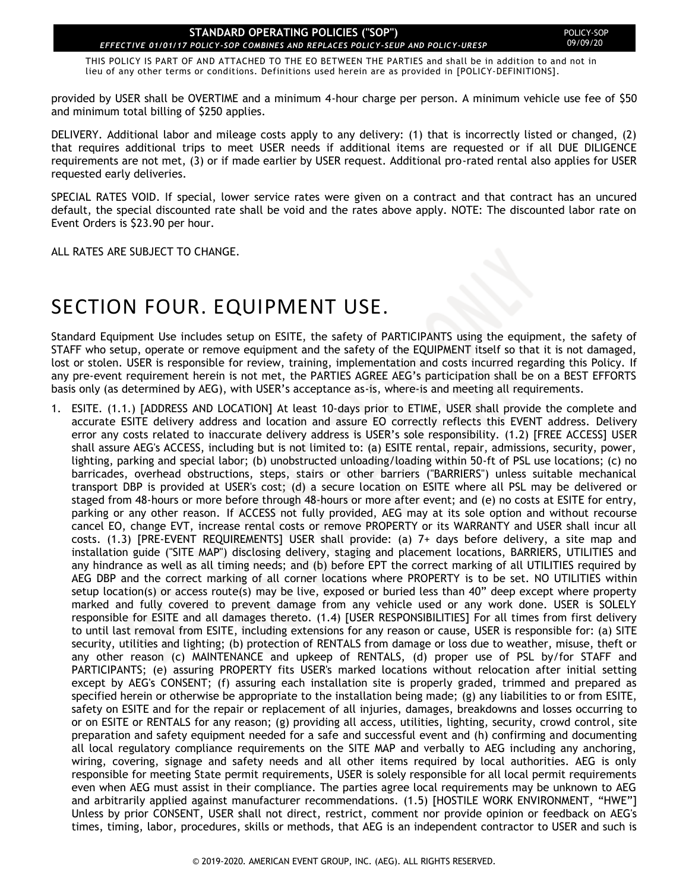provided by USER shall be OVERTIME and a minimum 4-hour charge per person. A minimum vehicle use fee of $50 and minimum total billing of $250 applies.

DELIVERY. Additional labor and mileage costs apply to any delivery: (1) that is incorrectly listed or changed, (2) that requires additional trips to meet USER needs if additional items are requested or if all DUE DILIGENCE requirements are not met, (3) or if made earlier by USER request. Additional pro-rated rental also applies for USER requested early deliveries.

SPECIAL RATES VOID. If special, lower service rates were given on a contract and that contract has an uncured default, the special discounted rate shall be void and the rates above apply. NOTE: The discounted labor rate on Event Orders is $23.90 per hour.

ALL RATES ARE SUBJECT TO CHANGE.

# SECTION FOUR. EQUIPMENT USE.

Standard Equipment Use includes setup on ESITE, the safety of PARTICIPANTS using the equipment, the safety of STAFF who setup, operate or remove equipment and the safety of the EQUIPMENT itself so that it is not damaged, lost or stolen. USER is responsible for review, training, implementation and costs incurred regarding this Policy. If any pre-event requirement herein is not met, the PARTIES AGREE AEG's participation shall be on a BEST EFFORTS basis only (as determined by AEG), with USER's acceptance as-is, where-is and meeting all requirements.

1. ESITE. (1.1.) [ADDRESS AND LOCATION] At least 10-days prior to ETIME, USER shall provide the complete and accurate ESITE delivery address and location and assure EO correctly reflects this EVENT address. Delivery error any costs related to inaccurate delivery address is USER's sole responsibility. (1.2) [FREE ACCESS] USER shall assure AEG's ACCESS, including but is not limited to: (a) ESITE rental, repair, admissions, security, power, lighting, parking and special labor; (b) unobstructed unloading/loading within 50-ft of PSL use locations; (c) no barricades, overhead obstructions, steps, stairs or other barriers ("BARRIERS") unless suitable mechanical transport DBP is provided at USER's cost; (d) a secure location on ESITE where all PSL may be delivered or staged from 48-hours or more before through 48-hours or more after event; and (e) no costs at ESITE for entry, parking or any other reason. If ACCESS not fully provided, AEG may at its sole option and without recourse cancel EO, change EVT, increase rental costs or remove PROPERTY or its WARRANTY and USER shall incur all costs. (1.3) [PRE-EVENT REQUIREMENTS] USER shall provide: (a) 7+ days before delivery, a site map and installation guide ("SITE MAP") disclosing delivery, staging and placement locations, BARRIERS, UTILITIES and any hindrance as well as all timing needs; and (b) before EPT the correct marking of all UTILITIES required by AEG DBP and the correct marking of all corner locations where PROPERTY is to be set. NO UTILITIES within setup location(s) or access route(s) may be live, exposed or buried less than 40" deep except where property marked and fully covered to prevent damage from any vehicle used or any work done. USER is SOLELY responsible for ESITE and all damages thereto. (1.4) [USER RESPONSIBILITIES] For all times from first delivery to until last removal from ESITE, including extensions for any reason or cause, USER is responsible for: (a) SITE security, utilities and lighting; (b) protection of RENTALS from damage or loss due to weather, misuse, theft or any other reason (c) MAINTENANCE and upkeep of RENTALS, (d) proper use of PSL by/for STAFF and PARTICIPANTS; (e) assuring PROPERTY fits USER's marked locations without relocation after initial setting except by AEG's CONSENT; (f) assuring each installation site is properly graded, trimmed and prepared as specified herein or otherwise be appropriate to the installation being made; (g) any liabilities to or from ESITE, safety on ESITE and for the repair or replacement of all injuries, damages, breakdowns and losses occurring to or on ESITE or RENTALS for any reason; (g) providing all access, utilities, lighting, security, crowd control, site preparation and safety equipment needed for a safe and successful event and (h) confirming and documenting all local regulatory compliance requirements on the SITE MAP and verbally to AEG including any anchoring, wiring, covering, signage and safety needs and all other items required by local authorities. AEG is only responsible for meeting State permit requirements, USER is solely responsible for all local permit requirements even when AEG must assist in their compliance. The parties agree local requirements may be unknown to AEG and arbitrarily applied against manufacturer recommendations. (1.5) [HOSTILE WORK ENVIRONMENT, "HWE"] Unless by prior CONSENT, USER shall not direct, restrict, comment nor provide opinion or feedback on AEG's times, timing, labor, procedures, skills or methods, that AEG is an independent contractor to USER and such is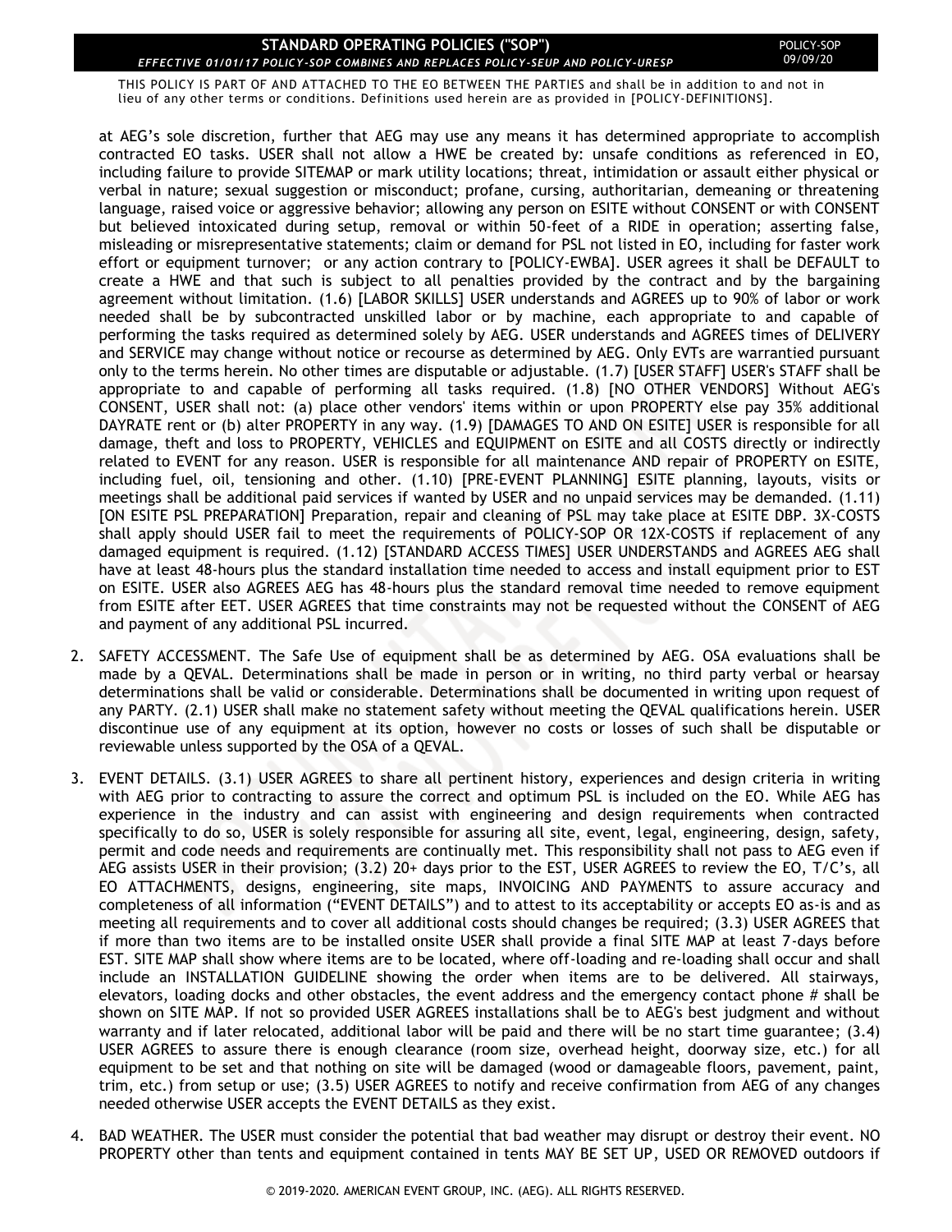at AEG's sole discretion, further that AEG may use any means it has determined appropriate to accomplish contracted EO tasks. USER shall not allow a HWE be created by: unsafe conditions as referenced in EO, including failure to provide SITEMAP or mark utility locations; threat, intimidation or assault either physical or verbal in nature; sexual suggestion or misconduct; profane, cursing, authoritarian, demeaning or threatening language, raised voice or aggressive behavior; allowing any person on ESITE without CONSENT or with CONSENT but believed intoxicated during setup, removal or within 50-feet of a RIDE in operation; asserting false, misleading or misrepresentative statements; claim or demand for PSL not listed in EO, including for faster work effort or equipment turnover; or any action contrary to [POLICY-EWBA]. USER agrees it shall be DEFAULT to create a HWE and that such is subject to all penalties provided by the contract and by the bargaining agreement without limitation. (1.6) [LABOR SKILLS] USER understands and AGREES up to 90% of labor or work needed shall be by subcontracted unskilled labor or by machine, each appropriate to and capable of performing the tasks required as determined solely by AEG. USER understands and AGREES times of DELIVERY and SERVICE may change without notice or recourse as determined by AEG. Only EVTs are warrantied pursuant only to the terms herein. No other times are disputable or adjustable. (1.7) [USER STAFF] USER's STAFF shall be appropriate to and capable of performing all tasks required. (1.8) [NO OTHER VENDORS] Without AEG's CONSENT, USER shall not: (a) place other vendors' items within or upon PROPERTY else pay 35% additional DAYRATE rent or (b) alter PROPERTY in any way. (1.9) [DAMAGES TO AND ON ESITE] USER is responsible for all damage, theft and loss to PROPERTY, VEHICLES and EQUIPMENT on ESITE and all COSTS directly or indirectly related to EVENT for any reason. USER is responsible for all maintenance AND repair of PROPERTY on ESITE, including fuel, oil, tensioning and other. (1.10) [PRE-EVENT PLANNING] ESITE planning, layouts, visits or meetings shall be additional paid services if wanted by USER and no unpaid services may be demanded. (1.11) [ON ESITE PSL PREPARATION] Preparation, repair and cleaning of PSL may take place at ESITE DBP. 3X-COSTS shall apply should USER fail to meet the requirements of POLICY-SOP OR 12X-COSTS if replacement of any damaged equipment is required. (1.12) [STANDARD ACCESS TIMES] USER UNDERSTANDS and AGREES AEG shall have at least 48-hours plus the standard installation time needed to access and install equipment prior to EST on ESITE. USER also AGREES AEG has 48-hours plus the standard removal time needed to remove equipment from ESITE after EET. USER AGREES that time constraints may not be requested without the CONSENT of AEG and payment of any additional PSL incurred.

2. SAFETY ACCESSMENT. The Safe Use of equipment shall be as determined by AEG. OSA evaluations shall be made by a QEVAL. Determinations shall be made in person or in writing, no third party verbal or hearsay determinations shall be valid or considerable. Determinations shall be documented in writing upon request of any PARTY. (2.1) USER shall make no statement safety without meeting the QEVAL qualifications herein. USER discontinue use of any equipment at its option, however no costs or losses of such shall be disputable or reviewable unless supported by the OSA of a QEVAL.

3. EVENT DETAILS. (3.1) USER AGREES to share all pertinent history, experiences and design criteria in writing with AEG prior to contracting to assure the correct and optimum PSL is included on the EO. While AEG has experience in the industry and can assist with engineering and design requirements when contracted specifically to do so, USER is solely responsible for assuring all site, event, legal, engineering, design, safety, permit and code needs and requirements are continually met. This responsibility shall not pass to AEG even if AEG assists USER in their provision; (3.2) 20+ days prior to the EST, USER AGREES to review the EO, T/C's, all EO ATTACHMENTS, designs, engineering, site maps, INVOICING AND PAYMENTS to assure accuracy and completeness of all information ("EVENT DETAILS") and to attest to its acceptability or accepts EO as-is and as meeting all requirements and to cover all additional costs should changes be required; (3.3) USER AGREES that if more than two items are to be installed onsite USER shall provide a final SITE MAP at least 7-days before EST. SITE MAP shall show where items are to be located, where off-loading and re-loading shall occur and shall include an INSTALLATION GUIDELINE showing the order when items are to be delivered. All stairways, elevators, loading docks and other obstacles, the event address and the emergency contact phone # shall be shown on SITE MAP. If not so provided USER AGREES installations shall be to AEG's best judgment and without warranty and if later relocated, additional labor will be paid and there will be no start time guarantee; (3.4) USER AGREES to assure there is enough clearance (room size, overhead height, doorway size, etc.) for all equipment to be set and that nothing on site will be damaged (wood or damageable floors, pavement, paint, trim, etc.) from setup or use; (3.5) USER AGREES to notify and receive confirmation from AEG of any changes needed otherwise USER accepts the EVENT DETAILS as they exist.

4. BAD WEATHER. The USER must consider the potential that bad weather may disrupt or destroy their event. NO PROPERTY other than tents and equipment contained in tents MAY BE SET UP, USED OR REMOVED outdoors if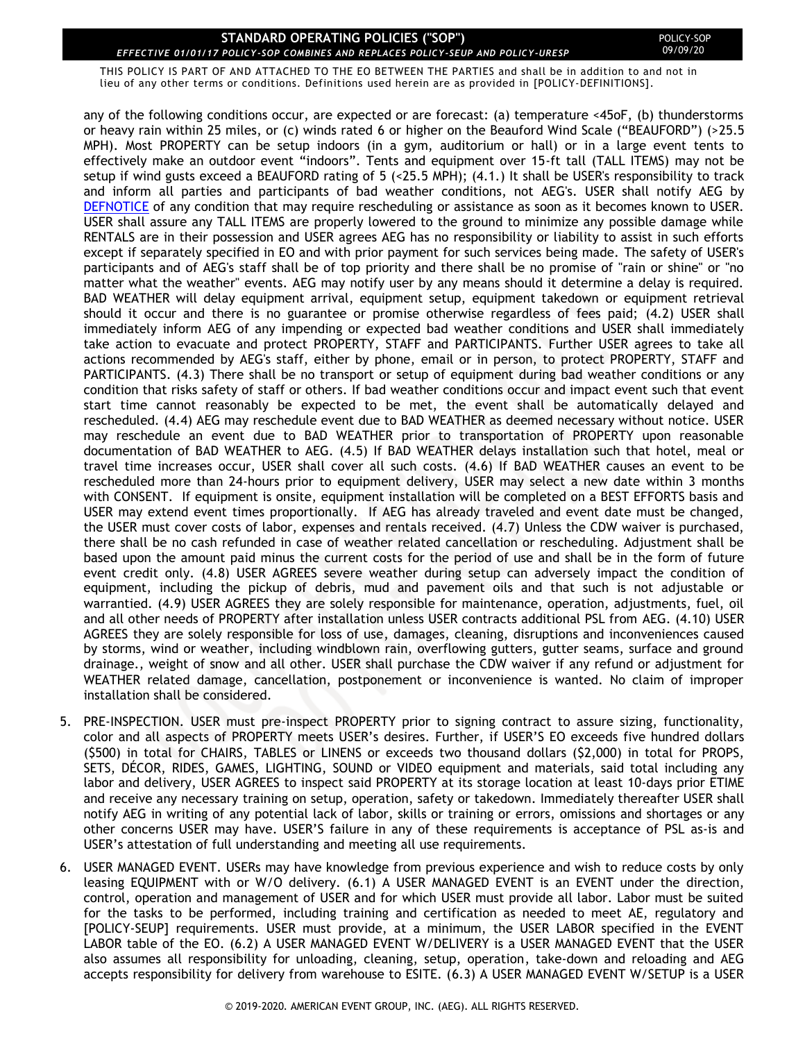any of the following conditions occur, are expected or are forecast: (a) temperature <45oF, (b) thunderstorms or heavy rain within 25 miles, or (c) winds rated 6 or higher on the Beauford Wind Scale ("BEAUFORD") (>25.5 MPH). Most PROPERTY can be setup indoors (in a gym, auditorium or hall) or in a large event tents to effectively make an outdoor event "indoors". Tents and equipment over 15-ft tall (TALL ITEMS) may not be setup if wind gusts exceed a BEAUFORD rating of 5 (<25.5 MPH); (4.1.) It shall be USER's responsibility to track and inform all parties and participants of bad weather conditions, not AEG's. USER shall notify AEG by DEFNOTICE of any condition that may require rescheduling or assistance as soon as it becomes known to USER. USER shall assure any TALL ITEMS are properly lowered to the ground to minimize any possible damage while RENTALS are in their possession and USER agrees AEG has no responsibility or liability to assist in such efforts except if separately specified in EO and with prior payment for such services being made. The safety of USER's participants and of AEG's staff shall be of top priority and there shall be no promise of "rain or shine" or "no matter what the weather" events. AEG may notify user by any means should it determine a delay is required. BAD WEATHER will delay equipment arrival, equipment setup, equipment takedown or equipment retrieval should it occur and there is no guarantee or promise otherwise regardless of fees paid; (4.2) USER shall immediately inform AEG of any impending or expected bad weather conditions and USER shall immediately take action to evacuate and protect PROPERTY, STAFF and PARTICIPANTS. Further USER agrees to take all actions recommended by AEG's staff, either by phone, email or in person, to protect PROPERTY, STAFF and PARTICIPANTS. (4.3) There shall be no transport or setup of equipment during bad weather conditions or any condition that risks safety of staff or others. If bad weather conditions occur and impact event such that event start time cannot reasonably be expected to be met, the event shall be automatically delayed and rescheduled. (4.4) AEG may reschedule event due to BAD WEATHER as deemed necessary without notice. USER may reschedule an event due to BAD WEATHER prior to transportation of PROPERTY upon reasonable documentation of BAD WEATHER to AEG. (4.5) If BAD WEATHER delays installation such that hotel, meal or travel time increases occur, USER shall cover all such costs. (4.6) If BAD WEATHER causes an event to be rescheduled more than 24-hours prior to equipment delivery, USER may select a new date within 3 months with CONSENT. If equipment is onsite, equipment installation will be completed on a BEST EFFORTS basis and USER may extend event times proportionally. If AEG has already traveled and event date must be changed, the USER must cover costs of labor, expenses and rentals received. (4.7) Unless the CDW waiver is purchased, there shall be no cash refunded in case of weather related cancellation or rescheduling. Adjustment shall be based upon the amount paid minus the current costs for the period of use and shall be in the form of future event credit only. (4.8) USER AGREES severe weather during setup can adversely impact the condition of equipment, including the pickup of debris, mud and pavement oils and that such is not adjustable or warrantied. (4.9) USER AGREES they are solely responsible for maintenance, operation, adjustments, fuel, oil and all other needs of PROPERTY after installation unless USER contracts additional PSL from AEG. (4.10) USER AGREES they are solely responsible for loss of use, damages, cleaning, disruptions and inconveniences caused by storms, wind or weather, including windblown rain, overflowing gutters, gutter seams, surface and ground drainage., weight of snow and all other. USER shall purchase the CDW waiver if any refund or adjustment for WEATHER related damage, cancellation, postponement or inconvenience is wanted. No claim of improper installation shall be considered.

5. PRE-INSPECTION. USER must pre-inspect PROPERTY prior to signing contract to assure sizing, functionality, color and all aspects of PROPERTY meets USER's desires. Further, if USER'S EO exceeds five hundred dollars ($500) in total for CHAIRS, TABLES or LINENS or exceeds two thousand dollars ($2,000) in total for PROPS, SETS, DÉCOR, RIDES, GAMES, LIGHTING, SOUND or VIDEO equipment and materials, said total including any labor and delivery, USER AGREES to inspect said PROPERTY at its storage location at least 10-days prior ETIME and receive any necessary training on setup, operation, safety or takedown. Immediately thereafter USER shall notify AEG in writing of any potential lack of labor, skills or training or errors, omissions and shortages or any other concerns USER may have. USER'S failure in any of these requirements is acceptance of PSL as-is and USER's attestation of full understanding and meeting all use requirements.

6. USER MANAGED EVENT. USERs may have knowledge from previous experience and wish to reduce costs by only leasing EQUIPMENT with or W/O delivery. (6.1) A USER MANAGED EVENT is an EVENT under the direction, control, operation and management of USER and for which USER must provide all labor. Labor must be suited for the tasks to be performed, including training and certification as needed to meet AE, regulatory and [POLICY-SEUP] requirements. USER must provide, at a minimum, the USER LABOR specified in the EVENT LABOR table of the EO. (6.2) A USER MANAGED EVENT W/DELIVERY is a USER MANAGED EVENT that the USER also assumes all responsibility for unloading, cleaning, setup, operation, take-down and reloading and AEG accepts responsibility for delivery from warehouse to ESITE. (6.3) A USER MANAGED EVENT W/SETUP is a USER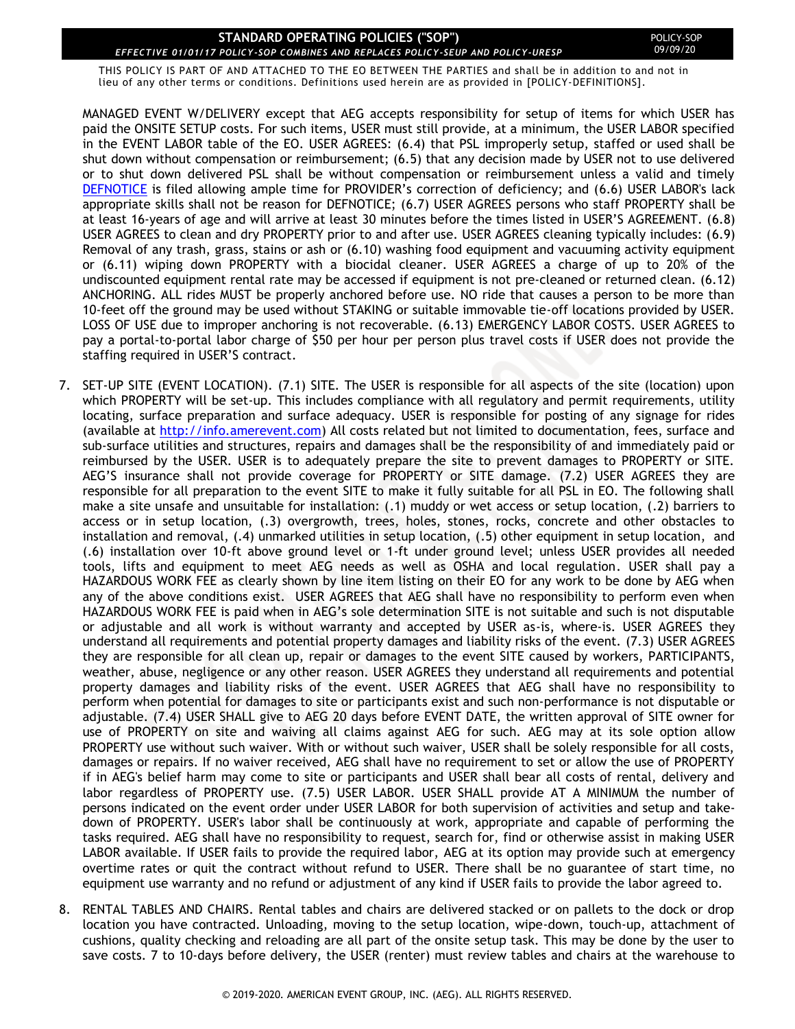MANAGED EVENT W/DELIVERY except that AEG accepts responsibility for setup of items for which USER has paid the ONSITE SETUP costs. For such items, USER must still provide, at a minimum, the USER LABOR specified in the EVENT LABOR table of the EO. USER AGREES: (6.4) that PSL improperly setup, staffed or used shall be shut down without compensation or reimbursement; (6.5) that any decision made by USER not to use delivered or to shut down delivered PSL shall be without compensation or reimbursement unless a valid and timely DEFNOTICE is filed allowing ample time for PROVIDER's correction of deficiency; and (6.6) USER LABOR's lack appropriate skills shall not be reason for DEFNOTICE; (6.7) USER AGREES persons who staff PROPERTY shall be at least 16-years of age and will arrive at least 30 minutes before the times listed in USER'S AGREEMENT. (6.8) USER AGREES to clean and dry PROPERTY prior to and after use. USER AGREES cleaning typically includes: (6.9) Removal of any trash, grass, stains or ash or (6.10) washing food equipment and vacuuming activity equipment or (6.11) wiping down PROPERTY with a biocidal cleaner. USER AGREES a charge of up to 20% of the undiscounted equipment rental rate may be accessed if equipment is not pre-cleaned or returned clean. (6.12) ANCHORING. ALL rides MUST be properly anchored before use. NO ride that causes a person to be more than 10-feet off the ground may be used without STAKING or suitable immovable tie-off locations provided by USER. LOSS OF USE due to improper anchoring is not recoverable. (6.13) EMERGENCY LABOR COSTS. USER AGREES to pay a portal-to-portal labor charge of $50 per hour per person plus travel costs if USER does not provide the staffing required in USER'S contract.

7. SET-UP SITE (EVENT LOCATION). (7.1) SITE. The USER is responsible for all aspects of the site (location) upon which PROPERTY will be set-up. This includes compliance with all regulatory and permit requirements, utility locating, surface preparation and surface adequacy. USER is responsible for posting of any signage for rides (available at http://info.amerevent.com) All costs related but not limited to documentation, fees, surface and sub-surface utilities and structures, repairs and damages shall be the responsibility of and immediately paid or reimbursed by the USER. USER is to adequately prepare the site to prevent damages to PROPERTY or SITE. AEG'S insurance shall not provide coverage for PROPERTY or SITE damage. (7.2) USER AGREES they are responsible for all preparation to the event SITE to make it fully suitable for all PSL in EO. The following shall make a site unsafe and unsuitable for installation: (.1) muddy or wet access or setup location, (.2) barriers to access or in setup location, (.3) overgrowth, trees, holes, stones, rocks, concrete and other obstacles to installation and removal, (.4) unmarked utilities in setup location, (.5) other equipment in setup location, and (.6) installation over 10-ft above ground level or 1-ft under ground level; unless USER provides all needed tools, lifts and equipment to meet AEG needs as well as OSHA and local regulation. USER shall pay a HAZARDOUS WORK FEE as clearly shown by line item listing on their EO for any work to be done by AEG when any of the above conditions exist. USER AGREES that AEG shall have no responsibility to perform even when HAZARDOUS WORK FEE is paid when in AEG's sole determination SITE is not suitable and such is not disputable or adjustable and all work is without warranty and accepted by USER as-is, where-is. USER AGREES they understand all requirements and potential property damages and liability risks of the event. (7.3) USER AGREES they are responsible for all clean up, repair or damages to the event SITE caused by workers, PARTICIPANTS, weather, abuse, negligence or any other reason. USER AGREES they understand all requirements and potential property damages and liability risks of the event. USER AGREES that AEG shall have no responsibility to perform when potential for damages to site or participants exist and such non-performance is not disputable or adjustable. (7.4) USER SHALL give to AEG 20 days before EVENT DATE, the written approval of SITE owner for use of PROPERTY on site and waiving all claims against AEG for such. AEG may at its sole option allow PROPERTY use without such waiver. With or without such waiver, USER shall be solely responsible for all costs, damages or repairs. If no waiver received, AEG shall have no requirement to set or allow the use of PROPERTY if in AEG's belief harm may come to site or participants and USER shall bear all costs of rental, delivery and labor regardless of PROPERTY use. (7.5) USER LABOR. USER SHALL provide AT A MINIMUM the number of persons indicated on the event order under USER LABOR for both supervision of activities and setup and take-down of PROPERTY. USER's labor shall be continuously at work, appropriate and capable of performing the tasks required. AEG shall have no responsibility to request, search for, find or otherwise assist in making USER LABOR available. If USER fails to provide the required labor, AEG at its option may provide such at emergency overtime rates or quit the contract without refund to USER. There shall be no guarantee of start time, no equipment use warranty and no refund or adjustment of any kind if USER fails to provide the labor agreed to.

8. RENTAL TABLES AND CHAIRS. Rental tables and chairs are delivered stacked or on pallets to the dock or drop location you have contracted. Unloading, moving to the setup location, wipe-down, touch-up, attachment of cushions, quality checking and reloading are all part of the onsite setup task. This may be done by the user to save costs. 7 to 10-days before delivery, the USER (renter) must review tables and chairs at the warehouse to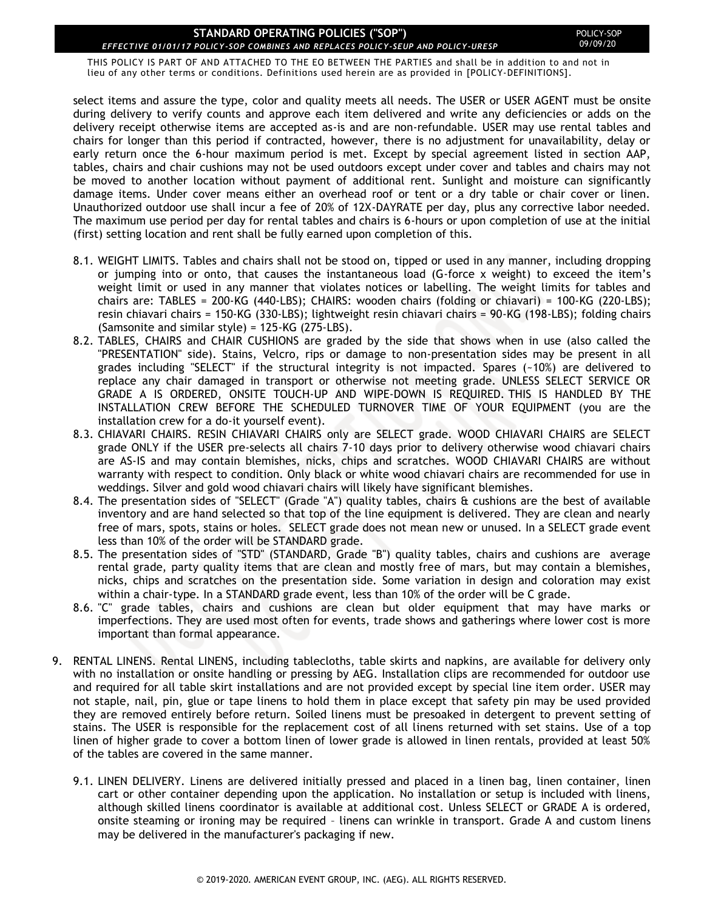select items and assure the type, color and quality meets all needs. The USER or USER AGENT must be onsite during delivery to verify counts and approve each item delivered and write any deficiencies or adds on the delivery receipt otherwise items are accepted as-is and are non-refundable. USER may use rental tables and chairs for longer than this period if contracted, however, there is no adjustment for unavailability, delay or early return once the 6-hour maximum period is met. Except by special agreement listed in section AAP, tables, chairs and chair cushions may not be used outdoors except under cover and tables and chairs may not be moved to another location without payment of additional rent. Sunlight and moisture can significantly damage items. Under cover means either an overhead roof or tent or a dry table or chair cover or linen. Unauthorized outdoor use shall incur a fee of 20% of 12X-DAYRATE per day, plus any corrective labor needed. The maximum use period per day for rental tables and chairs is 6-hours or upon completion of use at the initial (first) setting location and rent shall be fully earned upon completion of this.

- 8.1. WEIGHT LIMITS. Tables and chairs shall not be stood on, tipped or used in any manner, including dropping or jumping into or onto, that causes the instantaneous load (G-force x weight) to exceed the item's weight limit or used in any manner that violates notices or labelling. The weight limits for tables and chairs are: TABLES = 200-KG (440-LBS); CHAIRS: wooden chairs (folding or chiavari) = 100-KG (220-LBS); resin chiavari chairs = 150-KG (330-LBS); lightweight resin chiavari chairs = 90-KG (198-LBS); folding chairs (Samsonite and similar style) = 125-KG (275-LBS).
- 8.2. TABLES, CHAIRS and CHAIR CUSHIONS are graded by the side that shows when in use (also called the "PRESENTATION" side). Stains, Velcro, rips or damage to non-presentation sides may be present in all grades including "SELECT" if the structural integrity is not impacted. Spares (~10%) are delivered to replace any chair damaged in transport or otherwise not meeting grade. UNLESS SELECT SERVICE OR GRADE A IS ORDERED, ONSITE TOUCH-UP AND WIPE-DOWN IS REQUIRED. THIS IS HANDLED BY THE INSTALLATION CREW BEFORE THE SCHEDULED TURNOVER TIME OF YOUR EQUIPMENT (you are the installation crew for a do-it yourself event).
- 8.3. CHIAVARI CHAIRS. RESIN CHIAVARI CHAIRS only are SELECT grade. WOOD CHIAVARI CHAIRS are SELECT grade ONLY if the USER pre-selects all chairs 7-10 days prior to delivery otherwise wood chiavari chairs are AS-IS and may contain blemishes, nicks, chips and scratches. WOOD CHIAVARI CHAIRS are without warranty with respect to condition. Only black or white wood chiavari chairs are recommended for use in weddings. Silver and gold wood chiavari chairs will likely have significant blemishes.
- 8.4. The presentation sides of "SELECT" (Grade "A") quality tables, chairs & cushions are the best of available inventory and are hand selected so that top of the line equipment is delivered. They are clean and nearly free of mars, spots, stains or holes. SELECT grade does not mean new or unused. In a SELECT grade event less than 10% of the order will be STANDARD grade.
- 8.5. The presentation sides of "STD" (STANDARD, Grade "B") quality tables, chairs and cushions are average rental grade, party quality items that are clean and mostly free of mars, but may contain a blemishes, nicks, chips and scratches on the presentation side. Some variation in design and coloration may exist within a chair-type. In a STANDARD grade event, less than 10% of the order will be C grade.
- 8.6. "C" grade tables, chairs and cushions are clean but older equipment that may have marks or imperfections. They are used most often for events, trade shows and gatherings where lower cost is more important than formal appearance.

9. RENTAL LINENS. Rental LINENS, including tablecloths, table skirts and napkins, are available for delivery only with no installation or onsite handling or pressing by AEG. Installation clips are recommended for outdoor use and required for all table skirt installations and are not provided except by special line item order. USER may not staple, nail, pin, glue or tape linens to hold them in place except that safety pin may be used provided they are removed entirely before return. Soiled linens must be presoaked in detergent to prevent setting of stains. The USER is responsible for the replacement cost of all linens returned with set stains. Use of a top linen of higher grade to cover a bottom linen of lower grade is allowed in linen rentals, provided at least 50% of the tables are covered in the same manner.

   - 9.1. LINEN DELIVERY. Linens are delivered initially pressed and placed in a linen bag, linen container, linen cart or other container depending upon the application. No installation or setup is included with linens, although skilled linens coordinator is available at additional cost. Unless SELECT or GRADE A is ordered, onsite steaming or ironing may be required – linens can wrinkle in transport. Grade A and custom linens may be delivered in the manufacturer's packaging if new.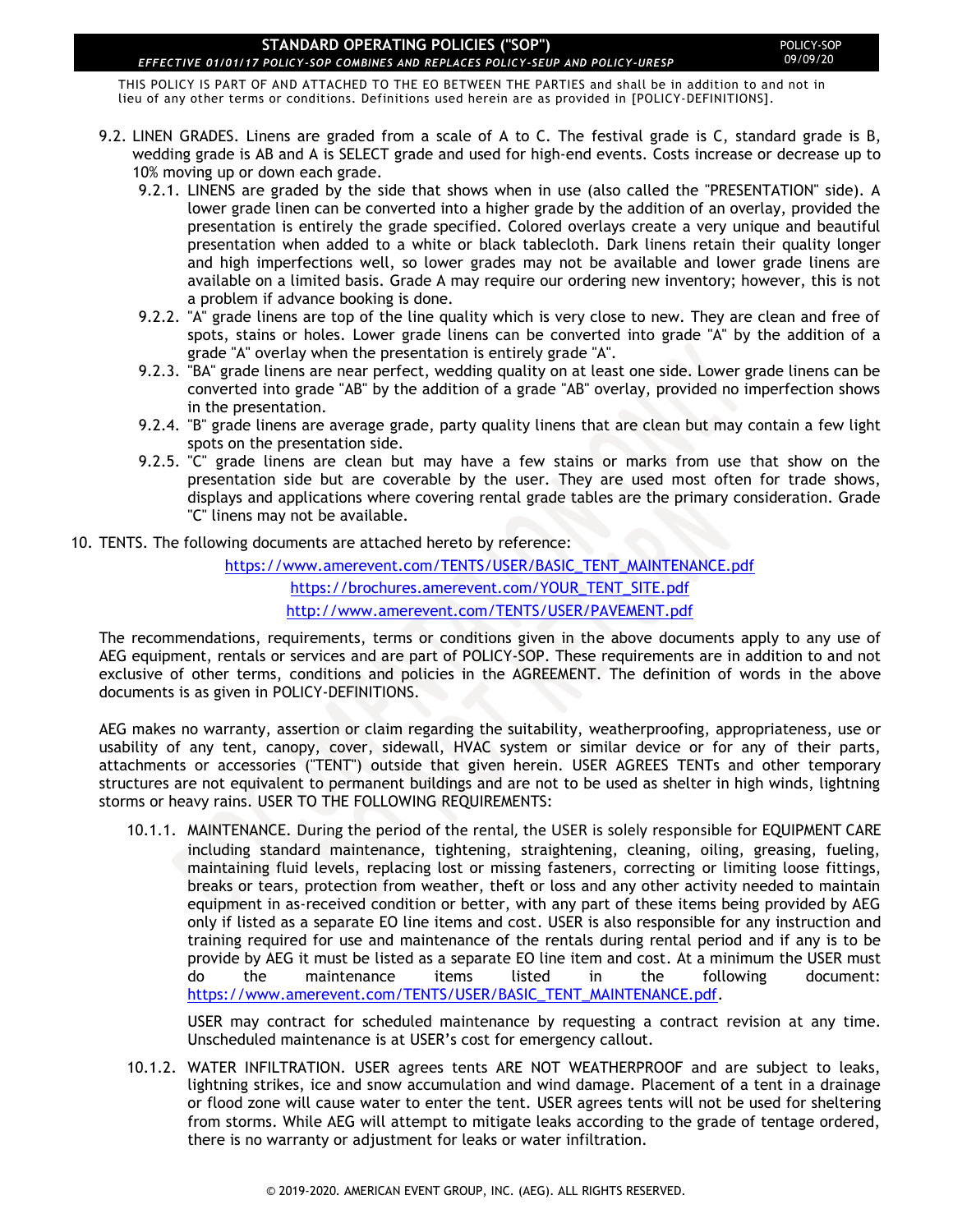THIS POLICY IS PART OF AND ATTACHED TO THE EO BETWEEN THE PARTIES and shall be in addition to and not in lieu of any other terms or conditions. Definitions used herein are as provided in [POLICY-DEFINITIONS].

9.2. LINEN GRADES. Linens are graded from a scale of A to C. The festival grade is C, standard grade is B, wedding grade is AB and A is SELECT grade and used for high-end events. Costs increase or decrease up to 10% moving up or down each grade.

9.2.1. LINENS are graded by the side that shows when in use (also called the "PRESENTATION" side). A lower grade linen can be converted into a higher grade by the addition of an overlay, provided the presentation is entirely the grade specified. Colored overlays create a very unique and beautiful presentation when added to a white or black tablecloth. Dark linens retain their quality longer and high imperfections well, so lower grades may not be available and lower grade linens are available on a limited basis. Grade A may require our ordering new inventory; however, this is not a problem if advance booking is done.

9.2.2. "A" grade linens are top of the line quality which is very close to new. They are clean and free of spots, stains or holes. Lower grade linens can be converted into grade "A" by the addition of a grade "A" overlay when the presentation is entirely grade "A".

9.2.3. "BA" grade linens are near perfect, wedding quality on at least one side. Lower grade linens can be converted into grade "AB" by the addition of a grade "AB" overlay, provided no imperfection shows in the presentation.

9.2.4. "B" grade linens are average grade, party quality linens that are clean but may contain a few light spots on the presentation side.

9.2.5. "C" grade linens are clean but may have a few stains or marks from use that show on the presentation side but are coverable by the user. They are used most often for trade shows, displays and applications where covering rental grade tables are the primary consideration. Grade "C" linens may not be available.

10. TENTS. The following documents are attached hereto by reference:

https://www.amerevent.com/TENTS/USER/BASIC_TENT_MAINTENANCE.pdf

https://brochures.amerevent.com/YOUR_TENT_SITE.pdf

http://www.amerevent.com/TENTS/USER/PAVEMENT.pdf

The recommendations, requirements, terms or conditions given in the above documents apply to any use of AEG equipment, rentals or services and are part of POLICY-SOP. These requirements are in addition to and not exclusive of other terms, conditions and policies in the AGREEMENT. The definition of words in the above documents is as given in POLICY-DEFINITIONS.

AEG makes no warranty, assertion or claim regarding the suitability, weatherproofing, appropriateness, use or usability of any tent, canopy, cover, sidewall, HVAC system or similar device or for any of their parts, attachments or accessories ("TENT") outside that given herein. USER AGREES TENTs and other temporary structures are not equivalent to permanent buildings and are not to be used as shelter in high winds, lightning storms or heavy rains. USER TO THE FOLLOWING REQUIREMENTS:

10.1.1. MAINTENANCE. During the period of the rental, the USER is solely responsible for EQUIPMENT CARE including standard maintenance, tightening, straightening, cleaning, oiling, greasing, fueling, maintaining fluid levels, replacing lost or missing fasteners, correcting or limiting loose fittings, breaks or tears, protection from weather, theft or loss and any other activity needed to maintain equipment in as-received condition or better, with any part of these items being provided by AEG only if listed as a separate EO line items and cost. USER is also responsible for any instruction and training required for use and maintenance of the rentals during rental period and if any is to be provide by AEG it must be listed as a separate EO line item and cost. At a minimum the USER must do the maintenance items listed in the following document: https://www.amerevent.com/TENTS/USER/BASIC_TENT_MAINTENANCE.pdf.

USER may contract for scheduled maintenance by requesting a contract revision at any time. Unscheduled maintenance is at USER's cost for emergency callout.

10.1.2. WATER INFILTRATION. USER agrees tents ARE NOT WEATHERPROOF and are subject to leaks, lightning strikes, ice and snow accumulation and wind damage. Placement of a tent in a drainage or flood zone will cause water to enter the tent. USER agrees tents will not be used for sheltering from storms. While AEG will attempt to mitigate leaks according to the grade of tentage ordered, there is no warranty or adjustment for leaks or water infiltration.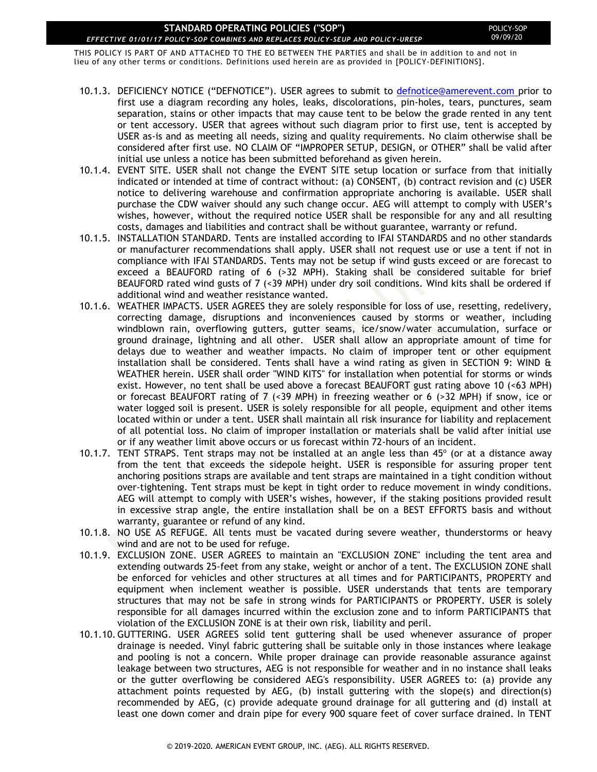10.1.3. DEFICIENCY NOTICE ("DEFNOTICE"). USER agrees to submit to defnotice@amerevent.com prior to first use a diagram recording any holes, leaks, discolorations, pin-holes, tears, punctures, seam separation, stains or other impacts that may cause tent to be below the grade rented in any tent or tent accessory. USER that agrees without such diagram prior to first use, tent is accepted by USER as-is and as meeting all needs, sizing and quality requirements. No claim otherwise shall be considered after first use. NO CLAIM OF "IMPROPER SETUP, DESIGN, or OTHER" shall be valid after initial use unless a notice has been submitted beforehand as given herein.

10.1.4. EVENT SITE. USER shall not change the EVENT SITE setup location or surface from that initially indicated or intended at time of contract without: (a) CONSENT, (b) contract revision and (c) USER notice to delivering warehouse and confirmation appropriate anchoring is available. USER shall purchase the CDW waiver should any such change occur. AEG will attempt to comply with USER's wishes, however, without the required notice USER shall be responsible for any and all resulting costs, damages and liabilities and contract shall be without guarantee, warranty or refund.

10.1.5. INSTALLATION STANDARD. Tents are installed according to IFAI STANDARDS and no other standards or manufacturer recommendations shall apply. USER shall not request use or use a tent if not in compliance with IFAI STANDARDS. Tents may not be setup if wind gusts exceed or are forecast to exceed a BEAUFORD rating of 6 (>32 MPH). Staking shall be considered suitable for brief BEAUFORD rated wind gusts of 7 (<39 MPH) under dry soil conditions. Wind kits shall be ordered if additional wind and weather resistance wanted.

10.1.6. WEATHER IMPACTS. USER AGREES they are solely responsible for loss of use, resetting, redelivery, correcting damage, disruptions and inconveniences caused by storms or weather, including windblown rain, overflowing gutters, gutter seams, ice/snow/water accumulation, surface or ground drainage, lightning and all other. USER shall allow an appropriate amount of time for delays due to weather and weather impacts. No claim of improper tent or other equipment installation shall be considered. Tents shall have a wind rating as given in SECTION 9: WIND & WEATHER herein. USER shall order "WIND KITS" for installation when potential for storms or winds exist. However, no tent shall be used above a forecast BEAUFORT gust rating above 10 (<63 MPH) or forecast BEAUFORT rating of 7 (<39 MPH) in freezing weather or 6 (>32 MPH) if snow, ice or water logged soil is present. USER is solely responsible for all people, equipment and other items located within or under a tent. USER shall maintain all risk insurance for liability and replacement of all potential loss. No claim of improper installation or materials shall be valid after initial use or if any weather limit above occurs or us forecast within 72-hours of an incident.

10.1.7. TENT STRAPS. Tent straps may not be installed at an angle less than 45º (or at a distance away from the tent that exceeds the sidepole height. USER is responsible for assuring proper tent anchoring positions straps are available and tent straps are maintained in a tight condition without over-tightening. Tent straps must be kept in tight order to reduce movement in windy conditions. AEG will attempt to comply with USER's wishes, however, if the staking positions provided result in excessive strap angle, the entire installation shall be on a BEST EFFORTS basis and without warranty, guarantee or refund of any kind.

10.1.8. NO USE AS REFUGE. All tents must be vacated during severe weather, thunderstorms or heavy wind and are not to be used for refuge.

10.1.9. EXCLUSION ZONE. USER AGREES to maintain an "EXCLUSION ZONE" including the tent area and extending outwards 25-feet from any stake, weight or anchor of a tent. The EXCLUSION ZONE shall be enforced for vehicles and other structures at all times and for PARTICIPANTS, PROPERTY and equipment when inclement weather is possible. USER understands that tents are temporary structures that may not be safe in strong winds for PARTICIPANTS or PROPERTY. USER is solely responsible for all damages incurred within the exclusion zone and to inform PARTICIPANTS that violation of the EXCLUSION ZONE is at their own risk, liability and peril.

10.1.10. GUTTERING. USER AGREES solid tent guttering shall be used whenever assurance of proper drainage is needed. Vinyl fabric guttering shall be suitable only in those instances where leakage and pooling is not a concern. While proper drainage can provide reasonable assurance against leakage between two structures, AEG is not responsible for weather and in no instance shall leaks or the gutter overflowing be considered AEG's responsibility. USER AGREES to: (a) provide any attachment points requested by AEG, (b) install guttering with the slope(s) and direction(s) recommended by AEG, (c) provide adequate ground drainage for all guttering and (d) install at least one down comer and drain pipe for every 900 square feet of cover surface drained. In TENT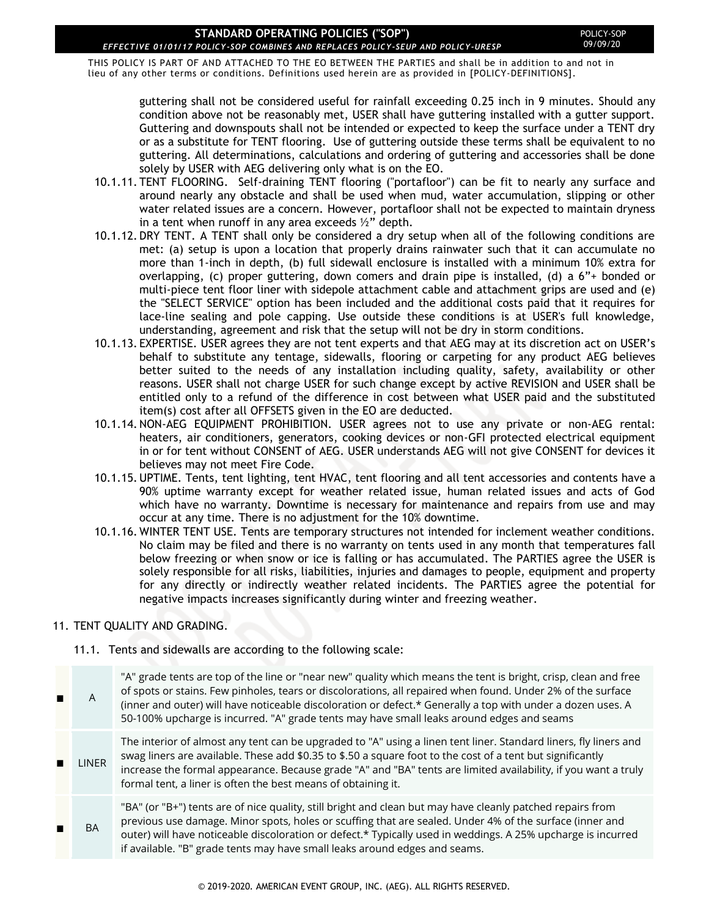guttering shall not be considered useful for rainfall exceeding 0.25 inch in 9 minutes. Should any condition above not be reasonably met, USER shall have guttering installed with a gutter support. Guttering and downspouts shall not be intended or expected to keep the surface under a TENT dry or as a substitute for TENT flooring. Use of guttering outside these terms shall be equivalent to no guttering. All determinations, calculations and ordering of guttering and accessories shall be done solely by USER with AEG delivering only what is on the EO.

10.1.11. TENT FLOORING. Self-draining TENT flooring ("portafloor") can be fit to nearly any surface and around nearly any obstacle and shall be used when mud, water accumulation, slipping or other water related issues are a concern. However, portafloor shall not be expected to maintain dryness in a tent when runoff in any area exceeds ½" depth.

10.1.12. DRY TENT. A TENT shall only be considered a dry setup when all of the following conditions are met: (a) setup is upon a location that properly drains rainwater such that it can accumulate no more than 1-inch in depth, (b) full sidewall enclosure is installed with a minimum 10% extra for overlapping, (c) proper guttering, down comers and drain pipe is installed, (d) a 6"+ bonded or multi-piece tent floor liner with sidepole attachment cable and attachment grips are used and (e) the "SELECT SERVICE" option has been included and the additional costs paid that it requires for lace-line sealing and pole capping. Use outside these conditions is at USER's full knowledge, understanding, agreement and risk that the setup will not be dry in storm conditions.

10.1.13. EXPERTISE. USER agrees they are not tent experts and that AEG may at its discretion act on USER's behalf to substitute any tentage, sidewalls, flooring or carpeting for any product AEG believes better suited to the needs of any installation including quality, safety, availability or other reasons. USER shall not charge USER for such change except by active REVISION and USER shall be entitled only to a refund of the difference in cost between what USER paid and the substituted item(s) cost after all OFFSETS given in the EO are deducted.

10.1.14. NON-AEG EQUIPMENT PROHIBITION. USER agrees not to use any private or non-AEG rental: heaters, air conditioners, generators, cooking devices or non-GFI protected electrical equipment in or for tent without CONSENT of AEG. USER understands AEG will not give CONSENT for devices it believes may not meet Fire Code.

10.1.15. UPTIME. Tents, tent lighting, tent HVAC, tent flooring and all tent accessories and contents have a 90% uptime warranty except for weather related issue, human related issues and acts of God which have no warranty. Downtime is necessary for maintenance and repairs from use and may occur at any time. There is no adjustment for the 10% downtime.

10.1.16. WINTER TENT USE. Tents are temporary structures not intended for inclement weather conditions. No claim may be filed and there is no warranty on tents used in any month that temperatures fall below freezing or when snow or ice is falling or has accumulated. The PARTIES agree the USER is solely responsible for all risks, liabilities, injuries and damages to people, equipment and property for any directly or indirectly weather related incidents. The PARTIES agree the potential for negative impacts increases significantly during winter and freezing weather.

## 11. TENT QUALITY AND GRADING.

11.1. Tents and sidewalls are according to the following scale:

| | Grade | Description |
|---|---|---|
| ■ | A | "A" grade tents are top of the line or "near new" quality which means the tent is bright, crisp, clean and free of spots or stains. Few pinholes, tears or discolorations, all repaired when found. Under 2% of the surface (inner and outer) will have noticeable discoloration or defect.* Generally a top with under a dozen uses. A 50-100% upcharge is incurred. "A" grade tents may have small leaks around edges and seams |
| ■ | LINER | The interior of almost any tent can be upgraded to "A" using a linen tent liner. Standard liners, fly liners and swag liners are available. These add $0.35 to $.50 a square foot to the cost of a tent but significantly increase the formal appearance. Because grade "A" and "BA" tents are limited availability, if you want a truly formal tent, a liner is often the best means of obtaining it. |
| ■ | BA | "BA" (or "B+") tents are of nice quality, still bright and clean but may have cleanly patched repairs from previous use damage. Minor spots, holes or scuffing that are sealed. Under 4% of the surface (inner and outer) will have noticeable discoloration or defect.* Typically used in weddings. A 25% upcharge is incurred if available. "B" grade tents may have small leaks around edges and seams. |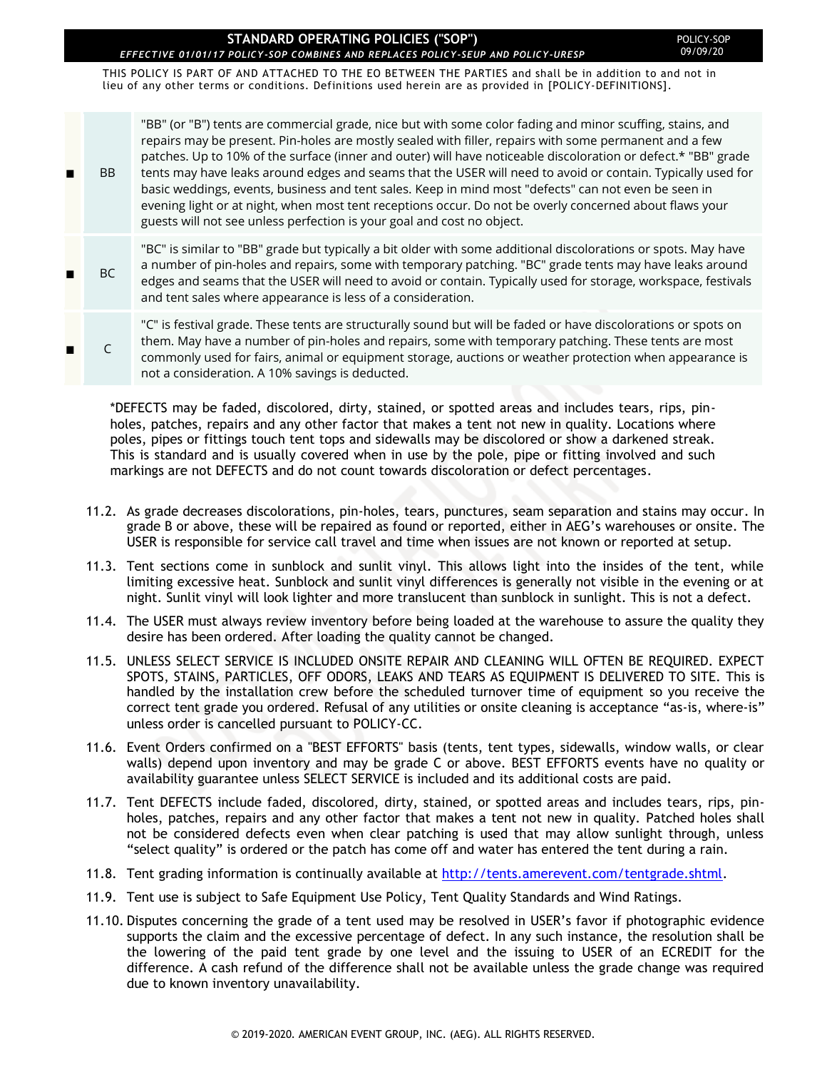THIS POLICY IS PART OF AND ATTACHED TO THE EO BETWEEN THE PARTIES and shall be in addition to and not in lieu of any other terms or conditions. Definitions used herein are as provided in [POLICY-DEFINITIONS].

| | Grade | Description |
|---|---|---|
| ■ | BB | "BB" (or "B") tents are commercial grade, nice but with some color fading and minor scuffing, stains, and repairs may be present. Pin-holes are mostly sealed with filler, repairs with some permanent and a few patches. Up to 10% of the surface (inner and outer) will have noticeable discoloration or defect.* "BB" grade tents may have leaks around edges and seams that the USER will need to avoid or contain. Typically used for basic weddings, events, business and tent sales. Keep in mind most "defects" can not even be seen in evening light or at night, when most tent receptions occur. Do not be overly concerned about flaws your guests will not see unless perfection is your goal and cost no object. |
| ■ | BC | "BC" is similar to "BB" grade but typically a bit older with some additional discolorations or spots. May have a number of pin-holes and repairs, some with temporary patching. "BC" grade tents may have leaks around edges and seams that the USER will need to avoid or contain. Typically used for storage, workspace, festivals and tent sales where appearance is less of a consideration. |
| ■ | C | "C" is festival grade. These tents are structurally sound but will be faded or have discolorations or spots on them. May have a number of pin-holes and repairs, some with temporary patching. These tents are most commonly used for fairs, animal or equipment storage, auctions or weather protection when appearance is not a consideration. A 10% savings is deducted. |

*DEFECTS may be faded, discolored, dirty, stained, or spotted areas and includes tears, rips, pin-holes, patches, repairs and any other factor that makes a tent not new in quality. Locations where poles, pipes or fittings touch tent tops and sidewalls may be discolored or show a darkened streak. This is standard and is usually covered when in use by the pole, pipe or fitting involved and such markings are not DEFECTS and do not count towards discoloration or defect percentages.

11.2. As grade decreases discolorations, pin-holes, tears, punctures, seam separation and stains may occur. In grade B or above, these will be repaired as found or reported, either in AEG's warehouses or onsite. The USER is responsible for service call travel and time when issues are not known or reported at setup.

11.3. Tent sections come in sunblock and sunlit vinyl. This allows light into the insides of the tent, while limiting excessive heat. Sunblock and sunlit vinyl differences is generally not visible in the evening or at night. Sunlit vinyl will look lighter and more translucent than sunblock in sunlight. This is not a defect.

11.4. The USER must always review inventory before being loaded at the warehouse to assure the quality they desire has been ordered. After loading the quality cannot be changed.

11.5. UNLESS SELECT SERVICE IS INCLUDED ONSITE REPAIR AND CLEANING WILL OFTEN BE REQUIRED. EXPECT SPOTS, STAINS, PARTICLES, OFF ODORS, LEAKS AND TEARS AS EQUIPMENT IS DELIVERED TO SITE. This is handled by the installation crew before the scheduled turnover time of equipment so you receive the correct tent grade you ordered. Refusal of any utilities or onsite cleaning is acceptance "as-is, where-is" unless order is cancelled pursuant to POLICY-CC.

11.6. Event Orders confirmed on a "BEST EFFORTS" basis (tents, tent types, sidewalls, window walls, or clear walls) depend upon inventory and may be grade C or above. BEST EFFORTS events have no quality or availability guarantee unless SELECT SERVICE is included and its additional costs are paid.

11.7. Tent DEFECTS include faded, discolored, dirty, stained, or spotted areas and includes tears, rips, pin-holes, patches, repairs and any other factor that makes a tent not new in quality. Patched holes shall not be considered defects even when clear patching is used that may allow sunlight through, unless "select quality" is ordered or the patch has come off and water has entered the tent during a rain.

11.8. Tent grading information is continually available at [http://tents.amerevent.com/tentgrade.shtml](http://tents.amerevent.com/tentgrade.shtml).

11.9. Tent use is subject to Safe Equipment Use Policy, Tent Quality Standards and Wind Ratings.

11.10. Disputes concerning the grade of a tent used may be resolved in USER's favor if photographic evidence supports the claim and the excessive percentage of defect. In any such instance, the resolution shall be the lowering of the paid tent grade by one level and the issuing to USER of an ECREDIT for the difference. A cash refund of the difference shall not be available unless the grade change was required due to known inventory unavailability.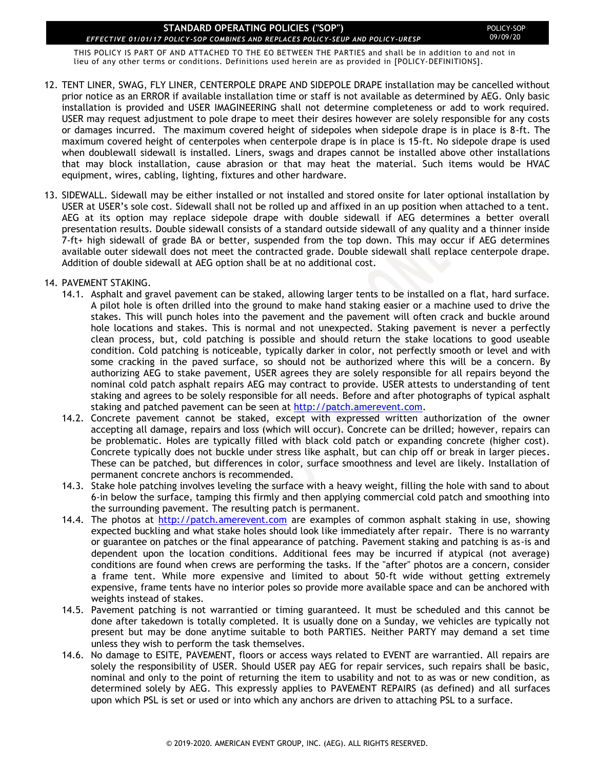STANDARD OPERATING POLICIES ("SOP")
*EFFECTIVE 01/01/17 POLICY-SOP COMBINES AND REPLACES POLICY-SEUP AND POLICY-URESP*

THIS POLICY IS PART OF AND ATTACHED TO THE EO BETWEEN THE PARTIES and shall be in addition to and not in lieu of any other terms or conditions. Definitions used herein are as provided in [POLICY-DEFINITIONS].

12. TENT LINER, SWAG, FLY LINER, CENTERPOLE DRAPE AND SIDEPOLE DRAPE installation may be cancelled without prior notice as an ERROR if available installation time or staff is not available as determined by AEG. Only basic installation is provided and USER IMAGINEERING shall not determine completeness or add to work required. USER may request adjustment to pole drape to meet their desires however are solely responsible for any costs or damages incurred. The maximum covered height of sidepoles when sidepole drape is in place is 8-ft. The maximum covered height of centerpoles when centerpole drape is in place is 15-ft. No sidepole drape is used when doublewall sidewall is installed. Liners, swags and drapes cannot be installed above other installations that may block installation, cause abrasion or that may heat the material. Such items would be HVAC equipment, wires, cabling, lighting, fixtures and other hardware.

13. SIDEWALL. Sidewall may be either installed or not installed and stored onsite for later optional installation by USER at USER's sole cost. Sidewall shall not be rolled up and affixed in an up position when attached to a tent. AEG at its option may replace sidepole drape with double sidewall if AEG determines a better overall presentation results. Double sidewall consists of a standard outside sidewall of any quality and a thinner inside 7-ft+ high sidewall of grade BA or better, suspended from the top down. This may occur if AEG determines available outer sidewall does not meet the contracted grade. Double sidewall shall replace centerpole drape. Addition of double sidewall at AEG option shall be at no additional cost.

14. PAVEMENT STAKING.
    - 14.1. Asphalt and gravel pavement can be staked, allowing larger tents to be installed on a flat, hard surface. A pilot hole is often drilled into the ground to make hand staking easier or a machine used to drive the stakes. This will punch holes into the pavement and the pavement will often crack and buckle around hole locations and stakes. This is normal and not unexpected. Staking pavement is never a perfectly clean process, but, cold patching is possible and should return the stake locations to good useable condition. Cold patching is noticeable, typically darker in color, not perfectly smooth or level and with some cracking in the paved surface, so should not be authorized where this will be a concern. By authorizing AEG to stake pavement, USER agrees they are solely responsible for all repairs beyond the nominal cold patch asphalt repairs AEG may contract to provide. USER attests to understanding of tent staking and agrees to be solely responsible for all needs. Before and after photographs of typical asphalt staking and patched pavement can be seen at http://patch.amerevent.com.
    - 14.2. Concrete pavement cannot be staked, except with expressed written authorization of the owner accepting all damage, repairs and loss (which will occur). Concrete can be drilled; however, repairs can be problematic. Holes are typically filled with black cold patch or expanding concrete (higher cost). Concrete typically does not buckle under stress like asphalt, but can chip off or break in larger pieces. These can be patched, but differences in color, surface smoothness and level are likely. Installation of permanent concrete anchors is recommended.
    - 14.3. Stake hole patching involves leveling the surface with a heavy weight, filling the hole with sand to about 6-in below the surface, tamping this firmly and then applying commercial cold patch and smoothing into the surrounding pavement. The resulting patch is permanent.
    - 14.4. The photos at http://patch.amerevent.com are examples of common asphalt staking in use, showing expected buckling and what stake holes should look like immediately after repair. There is no warranty or guarantee on patches or the final appearance of patching. Pavement staking and patching is as-is and dependent upon the location conditions. Additional fees may be incurred if atypical (not average) conditions are found when crews are performing the tasks. If the "after" photos are a concern, consider a frame tent. While more expensive and limited to about 50-ft wide without getting extremely expensive, frame tents have no interior poles so provide more available space and can be anchored with weights instead of stakes.
    - 14.5. Pavement patching is not warrantied or timing guaranteed. It must be scheduled and this cannot be done after takedown is totally completed. It is usually done on a Sunday, we vehicles are typically not present but may be done anytime suitable to both PARTIES. Neither PARTY may demand a set time unless they wish to perform the task themselves.
    - 14.6. No damage to ESITE, PAVEMENT, floors or access ways related to EVENT are warrantied. All repairs are solely the responsibility of USER. Should USER pay AEG for repair services, such repairs shall be basic, nominal and only to the point of returning the item to usability and not to as was or new condition, as determined solely by AEG. This expressly applies to PAVEMENT REPAIRS (as defined) and all surfaces upon which PSL is set or used or into which any anchors are driven to attaching PSL to a surface.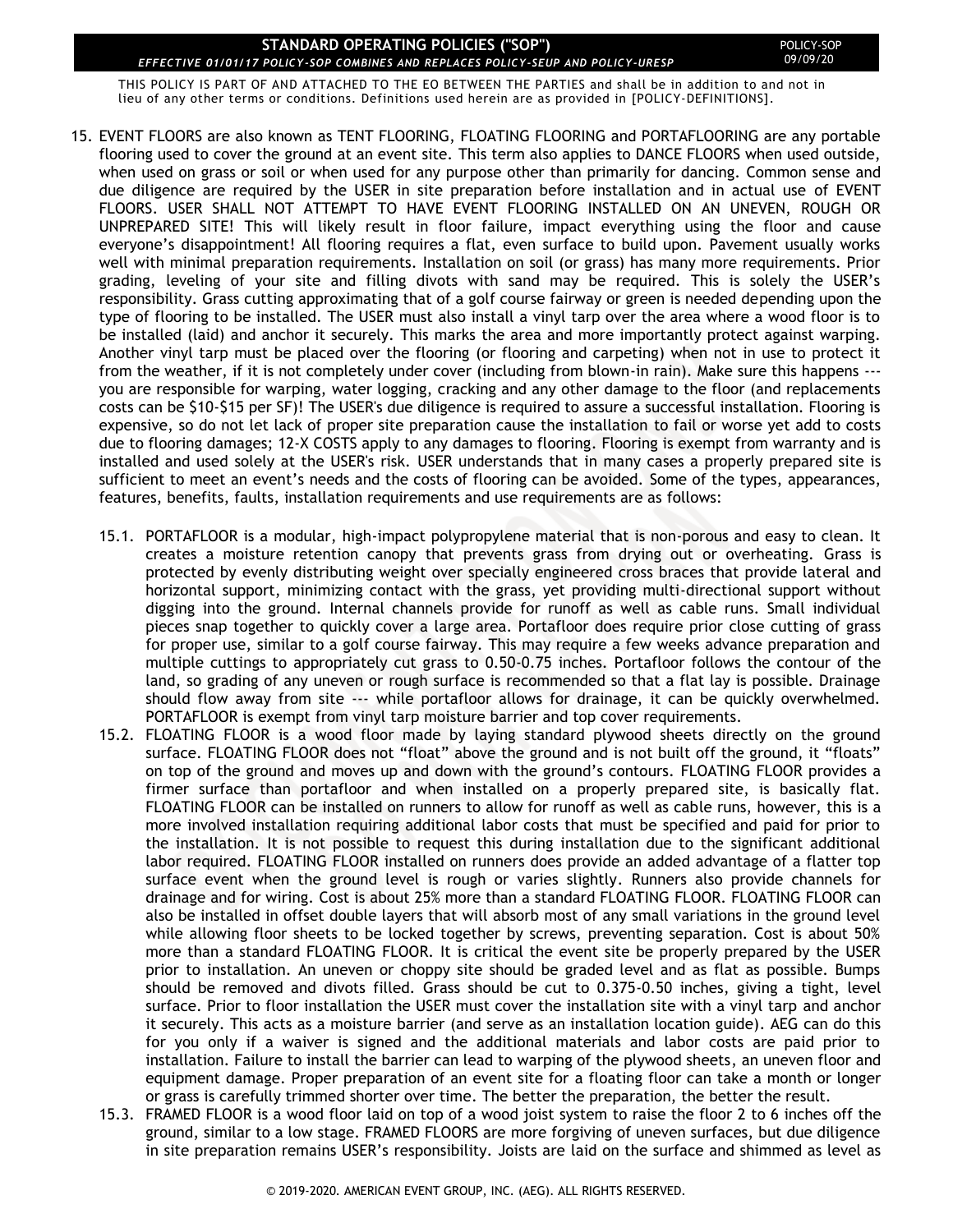THIS POLICY IS PART OF AND ATTACHED TO THE EO BETWEEN THE PARTIES and shall be in addition to and not in lieu of any other terms or conditions. Definitions used herein are as provided in [POLICY-DEFINITIONS].

15. EVENT FLOORS are also known as TENT FLOORING, FLOATING FLOORING and PORTAFLOORING are any portable flooring used to cover the ground at an event site. This term also applies to DANCE FLOORS when used outside, when used on grass or soil or when used for any purpose other than primarily for dancing. Common sense and due diligence are required by the USER in site preparation before installation and in actual use of EVENT FLOORS. USER SHALL NOT ATTEMPT TO HAVE EVENT FLOORING INSTALLED ON AN UNEVEN, ROUGH OR UNPREPARED SITE! This will likely result in floor failure, impact everything using the floor and cause everyone's disappointment! All flooring requires a flat, even surface to build upon. Pavement usually works well with minimal preparation requirements. Installation on soil (or grass) has many more requirements. Prior grading, leveling of your site and filling divots with sand may be required. This is solely the USER's responsibility. Grass cutting approximating that of a golf course fairway or green is needed depending upon the type of flooring to be installed. The USER must also install a vinyl tarp over the area where a wood floor is to be installed (laid) and anchor it securely. This marks the area and more importantly protect against warping. Another vinyl tarp must be placed over the flooring (or flooring and carpeting) when not in use to protect it from the weather, if it is not completely under cover (including from blown-in rain). Make sure this happens --- you are responsible for warping, water logging, cracking and any other damage to the floor (and replacements costs can be $10-$15 per SF)! The USER's due diligence is required to assure a successful installation. Flooring is expensive, so do not let lack of proper site preparation cause the installation to fail or worse yet add to costs due to flooring damages; 12-X COSTS apply to any damages to flooring. Flooring is exempt from warranty and is installed and used solely at the USER's risk. USER understands that in many cases a properly prepared site is sufficient to meet an event's needs and the costs of flooring can be avoided. Some of the types, appearances, features, benefits, faults, installation requirements and use requirements are as follows:

    15.1. PORTAFLOOR is a modular, high-impact polypropylene material that is non-porous and easy to clean. It creates a moisture retention canopy that prevents grass from drying out or overheating. Grass is protected by evenly distributing weight over specially engineered cross braces that provide lateral and horizontal support, minimizing contact with the grass, yet providing multi-directional support without digging into the ground. Internal channels provide for runoff as well as cable runs. Small individual pieces snap together to quickly cover a large area. Portafloor does require prior close cutting of grass for proper use, similar to a golf course fairway. This may require a few weeks advance preparation and multiple cuttings to appropriately cut grass to 0.50-0.75 inches. Portafloor follows the contour of the land, so grading of any uneven or rough surface is recommended so that a flat lay is possible. Drainage should flow away from site --- while portafloor allows for drainage, it can be quickly overwhelmed. PORTAFLOOR is exempt from vinyl tarp moisture barrier and top cover requirements.

    15.2. FLOATING FLOOR is a wood floor made by laying standard plywood sheets directly on the ground surface. FLOATING FLOOR does not "float" above the ground and is not built off the ground, it "floats" on top of the ground and moves up and down with the ground's contours. FLOATING FLOOR provides a firmer surface than portafloor and when installed on a properly prepared site, is basically flat. FLOATING FLOOR can be installed on runners to allow for runoff as well as cable runs, however, this is a more involved installation requiring additional labor costs that must be specified and paid for prior to the installation. It is not possible to request this during installation due to the significant additional labor required. FLOATING FLOOR installed on runners does provide an added advantage of a flatter top surface event when the ground level is rough or varies slightly. Runners also provide channels for drainage and for wiring. Cost is about 25% more than a standard FLOATING FLOOR. FLOATING FLOOR can also be installed in offset double layers that will absorb most of any small variations in the ground level while allowing floor sheets to be locked together by screws, preventing separation. Cost is about 50% more than a standard FLOATING FLOOR. It is critical the event site be properly prepared by the USER prior to installation. An uneven or choppy site should be graded level and as flat as possible. Bumps should be removed and divots filled. Grass should be cut to 0.375-0.50 inches, giving a tight, level surface. Prior to floor installation the USER must cover the installation site with a vinyl tarp and anchor it securely. This acts as a moisture barrier (and serve as an installation location guide). AEG can do this for you only if a waiver is signed and the additional materials and labor costs are paid prior to installation. Failure to install the barrier can lead to warping of the plywood sheets, an uneven floor and equipment damage. Proper preparation of an event site for a floating floor can take a month or longer or grass is carefully trimmed shorter over time. The better the preparation, the better the result.

    15.3. FRAMED FLOOR is a wood floor laid on top of a wood joist system to raise the floor 2 to 6 inches off the ground, similar to a low stage. FRAMED FLOORS are more forgiving of uneven surfaces, but due diligence in site preparation remains USER's responsibility. Joists are laid on the surface and shimmed as level as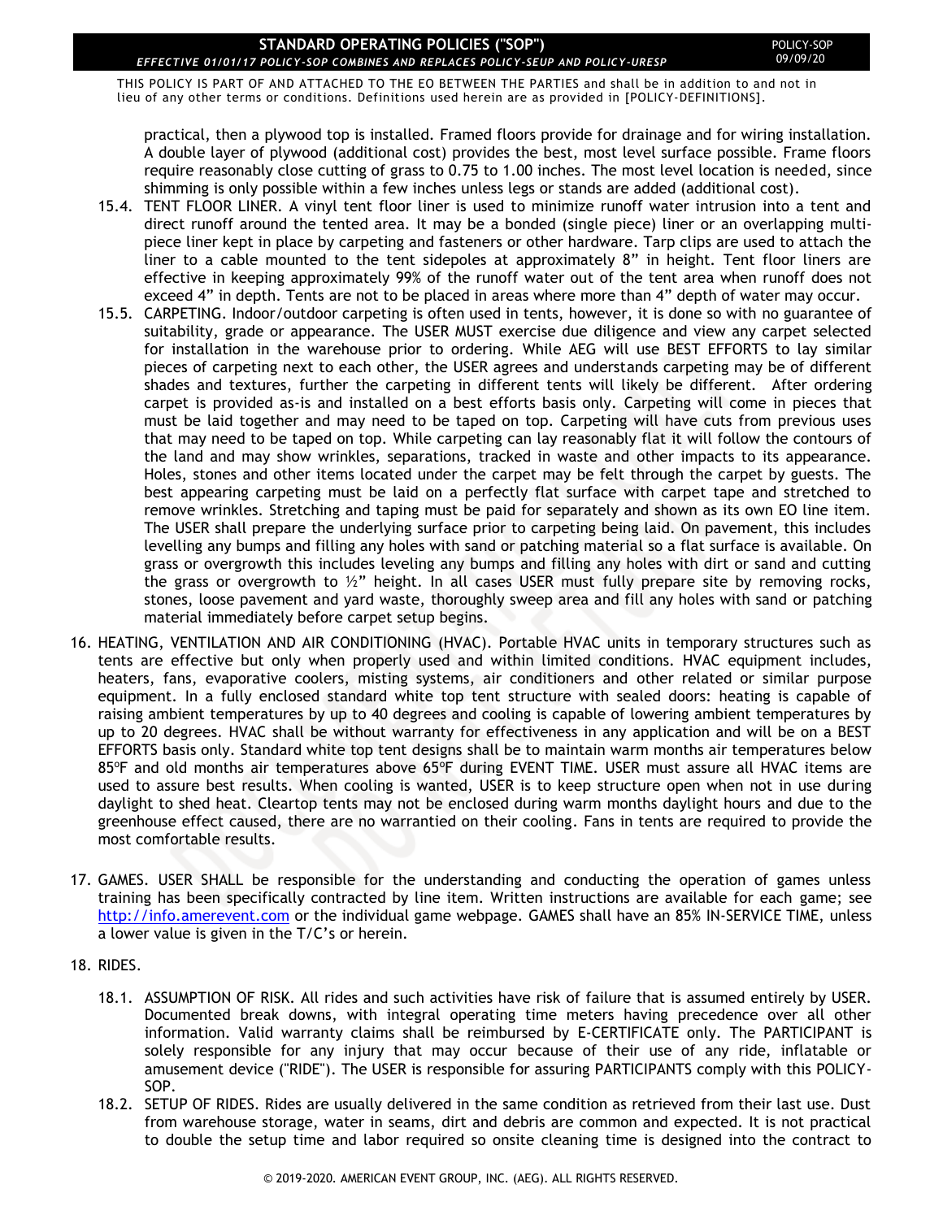practical, then a plywood top is installed. Framed floors provide for drainage and for wiring installation. A double layer of plywood (additional cost) provides the best, most level surface possible. Frame floors require reasonably close cutting of grass to 0.75 to 1.00 inches. The most level location is needed, since shimming is only possible within a few inches unless legs or stands are added (additional cost).

15.4. TENT FLOOR LINER. A vinyl tent floor liner is used to minimize runoff water intrusion into a tent and direct runoff around the tented area. It may be a bonded (single piece) liner or an overlapping multi-piece liner kept in place by carpeting and fasteners or other hardware. Tarp clips are used to attach the liner to a cable mounted to the tent sidepoles at approximately 8" in height. Tent floor liners are effective in keeping approximately 99% of the runoff water out of the tent area when runoff does not exceed 4" in depth. Tents are not to be placed in areas where more than 4" depth of water may occur.

15.5. CARPETING. Indoor/outdoor carpeting is often used in tents, however, it is done so with no guarantee of suitability, grade or appearance. The USER MUST exercise due diligence and view any carpet selected for installation in the warehouse prior to ordering. While AEG will use BEST EFFORTS to lay similar pieces of carpeting next to each other, the USER agrees and understands carpeting may be of different shades and textures, further the carpeting in different tents will likely be different. After ordering carpet is provided as-is and installed on a best efforts basis only. Carpeting will come in pieces that must be laid together and may need to be taped on top. Carpeting will have cuts from previous uses that may need to be taped on top. While carpeting can lay reasonably flat it will follow the contours of the land and may show wrinkles, separations, tracked in waste and other impacts to its appearance. Holes, stones and other items located under the carpet may be felt through the carpet by guests. The best appearing carpeting must be laid on a perfectly flat surface with carpet tape and stretched to remove wrinkles. Stretching and taping must be paid for separately and shown as its own EO line item. The USER shall prepare the underlying surface prior to carpeting being laid. On pavement, this includes levelling any bumps and filling any holes with sand or patching material so a flat surface is available. On grass or overgrowth this includes leveling any bumps and filling any holes with dirt or sand and cutting the grass or overgrowth to ½" height. In all cases USER must fully prepare site by removing rocks, stones, loose pavement and yard waste, thoroughly sweep area and fill any holes with sand or patching material immediately before carpet setup begins.

16. HEATING, VENTILATION AND AIR CONDITIONING (HVAC). Portable HVAC units in temporary structures such as tents are effective but only when properly used and within limited conditions. HVAC equipment includes, heaters, fans, evaporative coolers, misting systems, air conditioners and other related or similar purpose equipment. In a fully enclosed standard white top tent structure with sealed doors: heating is capable of raising ambient temperatures by up to 40 degrees and cooling is capable of lowering ambient temperatures by up to 20 degrees. HVAC shall be without warranty for effectiveness in any application and will be on a BEST EFFORTS basis only. Standard white top tent designs shall be to maintain warm months air temperatures below 85ºF and old months air temperatures above 65ºF during EVENT TIME. USER must assure all HVAC items are used to assure best results. When cooling is wanted, USER is to keep structure open when not in use during daylight to shed heat. Cleartop tents may not be enclosed during warm months daylight hours and due to the greenhouse effect caused, there are no warrantied on their cooling. Fans in tents are required to provide the most comfortable results.

17. GAMES. USER SHALL be responsible for the understanding and conducting the operation of games unless training has been specifically contracted by line item. Written instructions are available for each game; see http://info.amerevent.com or the individual game webpage. GAMES shall have an 85% IN-SERVICE TIME, unless a lower value is given in the T/C's or herein.

18. RIDES.

18.1. ASSUMPTION OF RISK. All rides and such activities have risk of failure that is assumed entirely by USER. Documented break downs, with integral operating time meters having precedence over all other information. Valid warranty claims shall be reimbursed by E-CERTIFICATE only. The PARTICIPANT is solely responsible for any injury that may occur because of their use of any ride, inflatable or amusement device ("RIDE"). The USER is responsible for assuring PARTICIPANTS comply with this POLICY-SOP.

18.2. SETUP OF RIDES. Rides are usually delivered in the same condition as retrieved from their last use. Dust from warehouse storage, water in seams, dirt and debris are common and expected. It is not practical to double the setup time and labor required so onsite cleaning time is designed into the contract to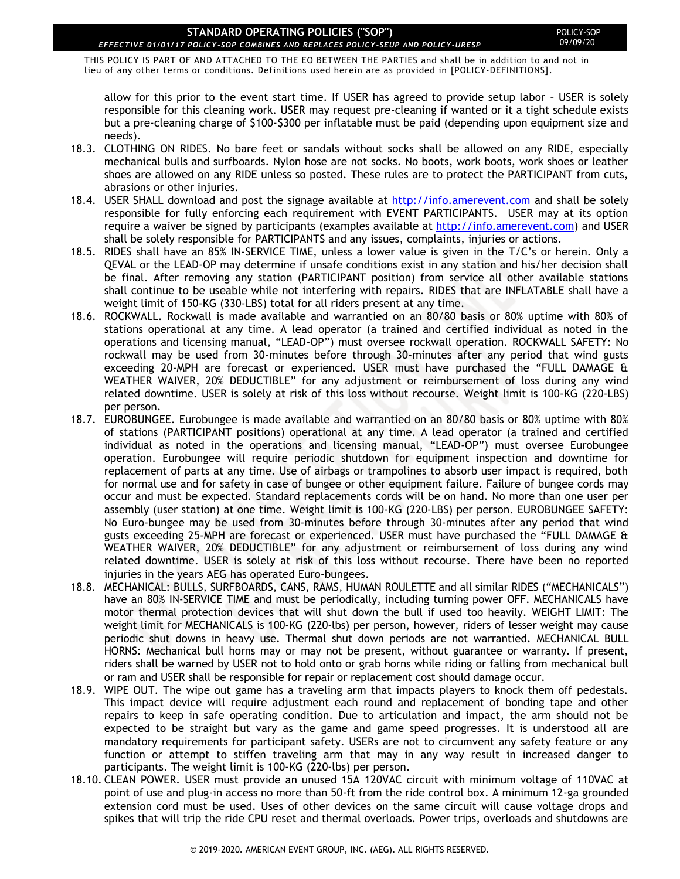allow for this prior to the event start time. If USER has agreed to provide setup labor – USER is solely responsible for this cleaning work. USER may request pre-cleaning if wanted or it a tight schedule exists but a pre-cleaning charge of $100-$300 per inflatable must be paid (depending upon equipment size and needs).

18.3. CLOTHING ON RIDES. No bare feet or sandals without socks shall be allowed on any RIDE, especially mechanical bulls and surfboards. Nylon hose are not socks. No boots, work boots, work shoes or leather shoes are allowed on any RIDE unless so posted. These rules are to protect the PARTICIPANT from cuts, abrasions or other injuries.

18.4. USER SHALL download and post the signage available at http://info.amerevent.com and shall be solely responsible for fully enforcing each requirement with EVENT PARTICIPANTS. USER may at its option require a waiver be signed by participants (examples available at http://info.amerevent.com) and USER shall be solely responsible for PARTICIPANTS and any issues, complaints, injuries or actions.

18.5. RIDES shall have an 85% IN-SERVICE TIME, unless a lower value is given in the T/C's or herein. Only a QEVAL or the LEAD-OP may determine if unsafe conditions exist in any station and his/her decision shall be final. After removing any station (PARTICIPANT position) from service all other available stations shall continue to be useable while not interfering with repairs. RIDES that are INFLATABLE shall have a weight limit of 150-KG (330-LBS) total for all riders present at any time.

18.6. ROCKWALL. Rockwall is made available and warrantied on an 80/80 basis or 80% uptime with 80% of stations operational at any time. A lead operator (a trained and certified individual as noted in the operations and licensing manual, "LEAD-OP") must oversee rockwall operation. ROCKWALL SAFETY: No rockwall may be used from 30-minutes before through 30-minutes after any period that wind gusts exceeding 20-MPH are forecast or experienced. USER must have purchased the "FULL DAMAGE & WEATHER WAIVER, 20% DEDUCTIBLE" for any adjustment or reimbursement of loss during any wind related downtime. USER is solely at risk of this loss without recourse. Weight limit is 100-KG (220-LBS) per person.

18.7. EUROBUNGEE. Eurobungee is made available and warrantied on an 80/80 basis or 80% uptime with 80% of stations (PARTICIPANT positions) operational at any time. A lead operator (a trained and certified individual as noted in the operations and licensing manual, "LEAD-OP") must oversee Eurobungee operation. Eurobungee will require periodic shutdown for equipment inspection and downtime for replacement of parts at any time. Use of airbags or trampolines to absorb user impact is required, both for normal use and for safety in case of bungee or other equipment failure. Failure of bungee cords may occur and must be expected. Standard replacements cords will be on hand. No more than one user per assembly (user station) at one time. Weight limit is 100-KG (220-LBS) per person. EUROBUNGEE SAFETY: No Euro-bungee may be used from 30-minutes before through 30-minutes after any period that wind gusts exceeding 25-MPH are forecast or experienced. USER must have purchased the "FULL DAMAGE & WEATHER WAIVER, 20% DEDUCTIBLE" for any adjustment or reimbursement of loss during any wind related downtime. USER is solely at risk of this loss without recourse. There have been no reported injuries in the years AEG has operated Euro-bungees.

18.8. MECHANICAL: BULLS, SURFBOARDS, CANS, RAMS, HUMAN ROULETTE and all similar RIDES ("MECHANICALS") have an 80% IN-SERVICE TIME and must be periodically, including turning power OFF. MECHANICALS have motor thermal protection devices that will shut down the bull if used too heavily. WEIGHT LIMIT: The weight limit for MECHANICALS is 100-KG (220-lbs) per person, however, riders of lesser weight may cause periodic shut downs in heavy use. Thermal shut down periods are not warrantied. MECHANICAL BULL HORNS: Mechanical bull horns may or may not be present, without guarantee or warranty. If present, riders shall be warned by USER not to hold onto or grab horns while riding or falling from mechanical bull or ram and USER shall be responsible for repair or replacement cost should damage occur.

18.9. WIPE OUT. The wipe out game has a traveling arm that impacts players to knock them off pedestals. This impact device will require adjustment each round and replacement of bonding tape and other repairs to keep in safe operating condition. Due to articulation and impact, the arm should not be expected to be straight but vary as the game and game speed progresses. It is understood all are mandatory requirements for participant safety. USERs are not to circumvent any safety feature or any function or attempt to stiffen traveling arm that may in any way result in increased danger to participants. The weight limit is 100-KG (220-lbs) per person.

18.10. CLEAN POWER. USER must provide an unused 15A 120VAC circuit with minimum voltage of 110VAC at point of use and plug-in access no more than 50-ft from the ride control box. A minimum 12-ga grounded extension cord must be used. Uses of other devices on the same circuit will cause voltage drops and spikes that will trip the ride CPU reset and thermal overloads. Power trips, overloads and shutdowns are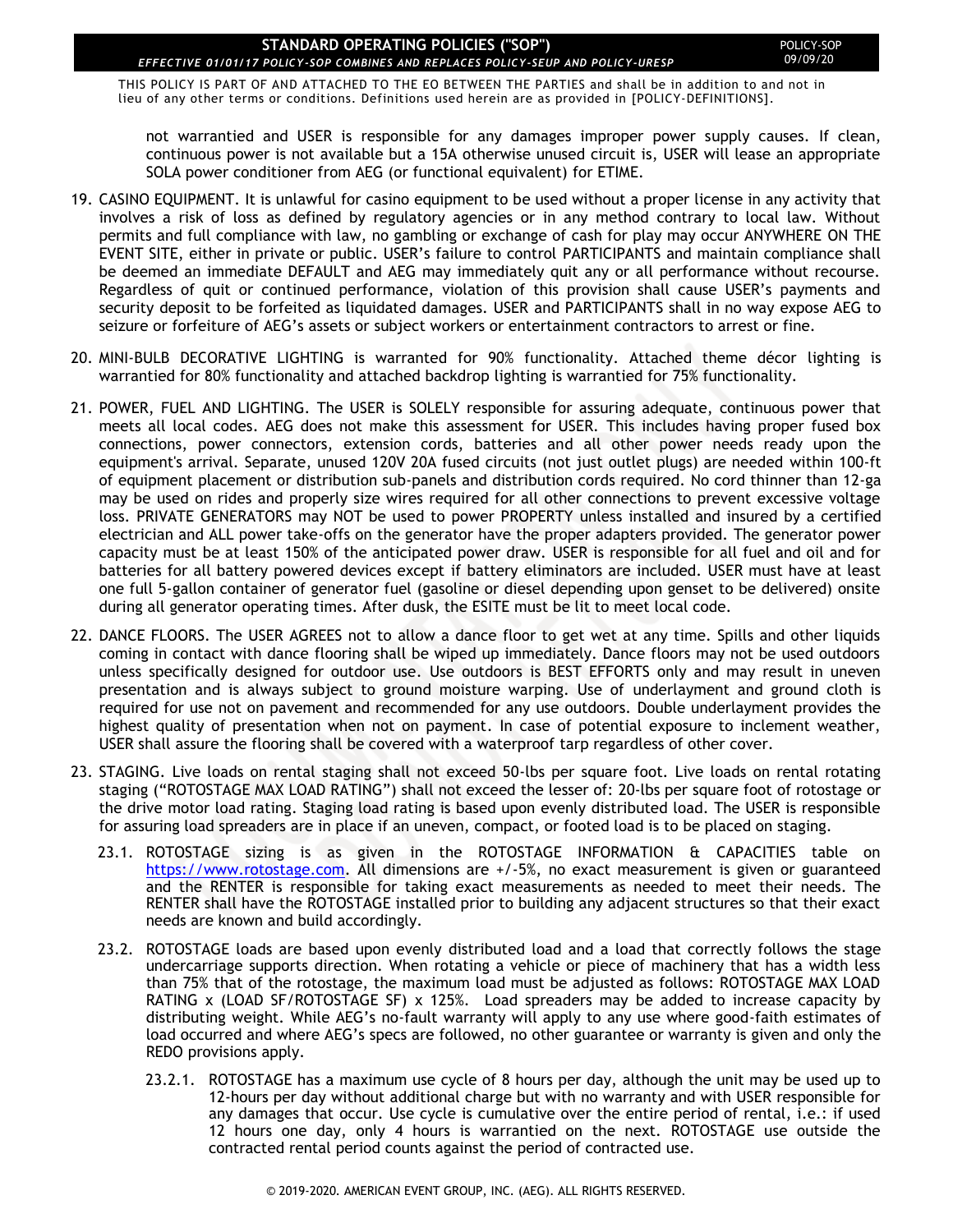not warrantied and USER is responsible for any damages improper power supply causes. If clean, continuous power is not available but a 15A otherwise unused circuit is, USER will lease an appropriate SOLA power conditioner from AEG (or functional equivalent) for ETIME.

19. CASINO EQUIPMENT. It is unlawful for casino equipment to be used without a proper license in any activity that involves a risk of loss as defined by regulatory agencies or in any method contrary to local law. Without permits and full compliance with law, no gambling or exchange of cash for play may occur ANYWHERE ON THE EVENT SITE, either in private or public. USER's failure to control PARTICIPANTS and maintain compliance shall be deemed an immediate DEFAULT and AEG may immediately quit any or all performance without recourse. Regardless of quit or continued performance, violation of this provision shall cause USER's payments and security deposit to be forfeited as liquidated damages. USER and PARTICIPANTS shall in no way expose AEG to seizure or forfeiture of AEG's assets or subject workers or entertainment contractors to arrest or fine.

20. MINI-BULB DECORATIVE LIGHTING is warranted for 90% functionality. Attached theme décor lighting is warrantied for 80% functionality and attached backdrop lighting is warrantied for 75% functionality.

21. POWER, FUEL AND LIGHTING. The USER is SOLELY responsible for assuring adequate, continuous power that meets all local codes. AEG does not make this assessment for USER. This includes having proper fused box connections, power connectors, extension cords, batteries and all other power needs ready upon the equipment's arrival. Separate, unused 120V 20A fused circuits (not just outlet plugs) are needed within 100-ft of equipment placement or distribution sub-panels and distribution cords required. No cord thinner than 12-ga may be used on rides and properly size wires required for all other connections to prevent excessive voltage loss. PRIVATE GENERATORS may NOT be used to power PROPERTY unless installed and insured by a certified electrician and ALL power take-offs on the generator have the proper adapters provided. The generator power capacity must be at least 150% of the anticipated power draw. USER is responsible for all fuel and oil and for batteries for all battery powered devices except if battery eliminators are included. USER must have at least one full 5-gallon container of generator fuel (gasoline or diesel depending upon genset to be delivered) onsite during all generator operating times. After dusk, the ESITE must be lit to meet local code.

22. DANCE FLOORS. The USER AGREES not to allow a dance floor to get wet at any time. Spills and other liquids coming in contact with dance flooring shall be wiped up immediately. Dance floors may not be used outdoors unless specifically designed for outdoor use. Use outdoors is BEST EFFORTS only and may result in uneven presentation and is always subject to ground moisture warping. Use of underlayment and ground cloth is required for use not on pavement and recommended for any use outdoors. Double underlayment provides the highest quality of presentation when not on payment. In case of potential exposure to inclement weather, USER shall assure the flooring shall be covered with a waterproof tarp regardless of other cover.

23. STAGING. Live loads on rental staging shall not exceed 50-lbs per square foot. Live loads on rental rotating staging ("ROTOSTAGE MAX LOAD RATING") shall not exceed the lesser of: 20-lbs per square foot of rotostage or the drive motor load rating. Staging load rating is based upon evenly distributed load. The USER is responsible for assuring load spreaders are in place if an uneven, compact, or footed load is to be placed on staging.

   23.1. ROTOSTAGE sizing is as given in the ROTOSTAGE INFORMATION & CAPACITIES table on https://www.rotostage.com. All dimensions are +/-5%, no exact measurement is given or guaranteed and the RENTER is responsible for taking exact measurements as needed to meet their needs. The RENTER shall have the ROTOSTAGE installed prior to building any adjacent structures so that their exact needs are known and build accordingly.

   23.2. ROTOSTAGE loads are based upon evenly distributed load and a load that correctly follows the stage undercarriage supports direction. When rotating a vehicle or piece of machinery that has a width less than 75% that of the rotostage, the maximum load must be adjusted as follows: ROTOSTAGE MAX LOAD RATING x (LOAD SF/ROTOSTAGE SF) x 125%. Load spreaders may be added to increase capacity by distributing weight. While AEG's no-fault warranty will apply to any use where good-faith estimates of load occurred and where AEG's specs are followed, no other guarantee or warranty is given and only the REDO provisions apply.

      23.2.1. ROTOSTAGE has a maximum use cycle of 8 hours per day, although the unit may be used up to 12-hours per day without additional charge but with no warranty and with USER responsible for any damages that occur. Use cycle is cumulative over the entire period of rental, i.e.: if used 12 hours one day, only 4 hours is warrantied on the next. ROTOSTAGE use outside the contracted rental period counts against the period of contracted use.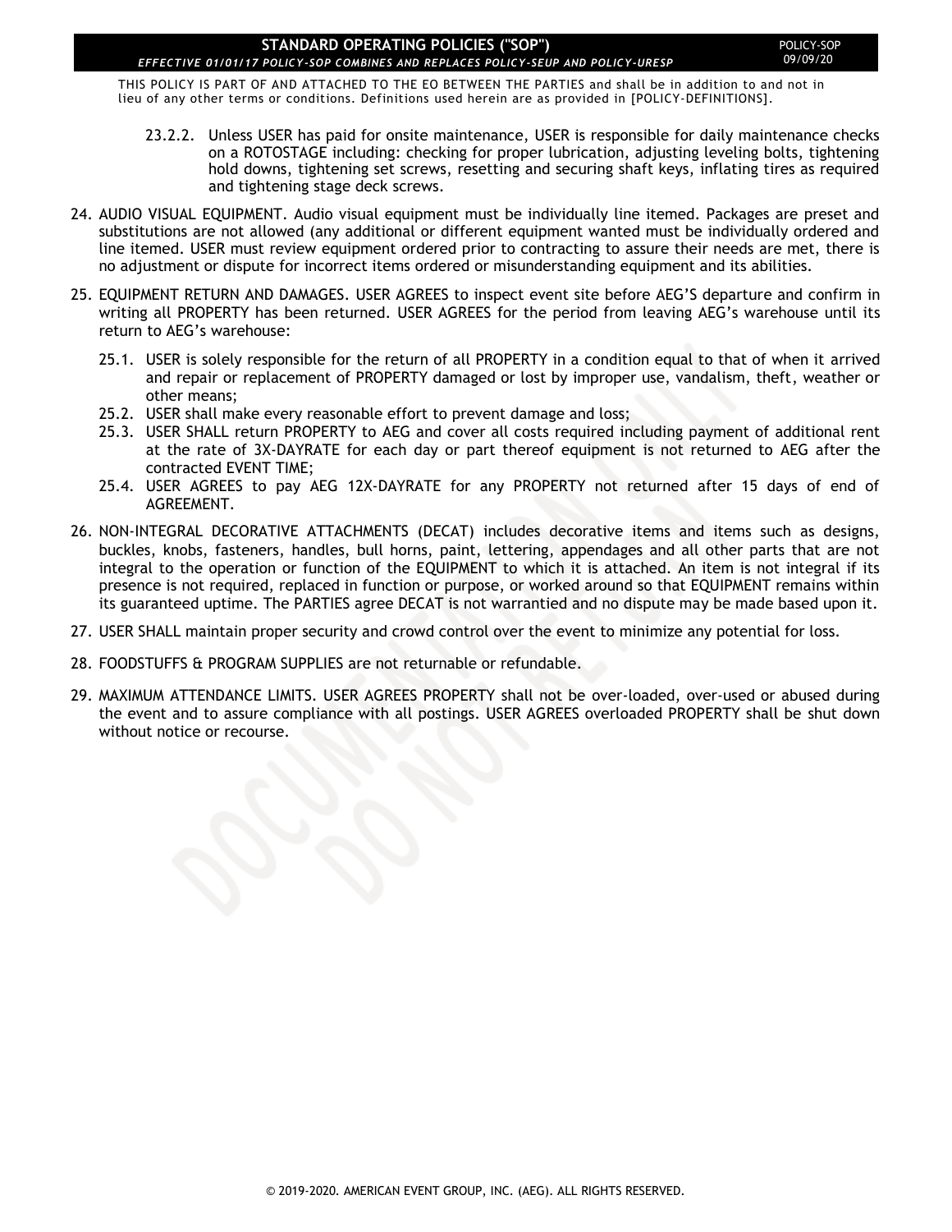23.2.2. Unless USER has paid for onsite maintenance, USER is responsible for daily maintenance checks on a ROTOSTAGE including: checking for proper lubrication, adjusting leveling bolts, tightening hold downs, tightening set screws, resetting and securing shaft keys, inflating tires as required and tightening stage deck screws.

24. AUDIO VISUAL EQUIPMENT. Audio visual equipment must be individually line itemed. Packages are preset and substitutions are not allowed (any additional or different equipment wanted must be individually ordered and line itemed. USER must review equipment ordered prior to contracting to assure their needs are met, there is no adjustment or dispute for incorrect items ordered or misunderstanding equipment and its abilities.

25. EQUIPMENT RETURN AND DAMAGES. USER AGREES to inspect event site before AEG'S departure and confirm in writing all PROPERTY has been returned. USER AGREES for the period from leaving AEG's warehouse until its return to AEG's warehouse:

    25.1. USER is solely responsible for the return of all PROPERTY in a condition equal to that of when it arrived and repair or replacement of PROPERTY damaged or lost by improper use, vandalism, theft, weather or other means;

    25.2. USER shall make every reasonable effort to prevent damage and loss;

    25.3. USER SHALL return PROPERTY to AEG and cover all costs required including payment of additional rent at the rate of 3X-DAYRATE for each day or part thereof equipment is not returned to AEG after the contracted EVENT TIME;

    25.4. USER AGREES to pay AEG 12X-DAYRATE for any PROPERTY not returned after 15 days of end of AGREEMENT.

26. NON-INTEGRAL DECORATIVE ATTACHMENTS (DECAT) includes decorative items and items such as designs, buckles, knobs, fasteners, handles, bull horns, paint, lettering, appendages and all other parts that are not integral to the operation or function of the EQUIPMENT to which it is attached. An item is not integral if its presence is not required, replaced in function or purpose, or worked around so that EQUIPMENT remains within its guaranteed uptime. The PARTIES agree DECAT is not warrantied and no dispute may be made based upon it.

27. USER SHALL maintain proper security and crowd control over the event to minimize any potential for loss.

28. FOODSTUFFS & PROGRAM SUPPLIES are not returnable or refundable.

29. MAXIMUM ATTENDANCE LIMITS. USER AGREES PROPERTY shall not be over-loaded, over-used or abused during the event and to assure compliance with all postings. USER AGREES overloaded PROPERTY shall be shut down without notice or recourse.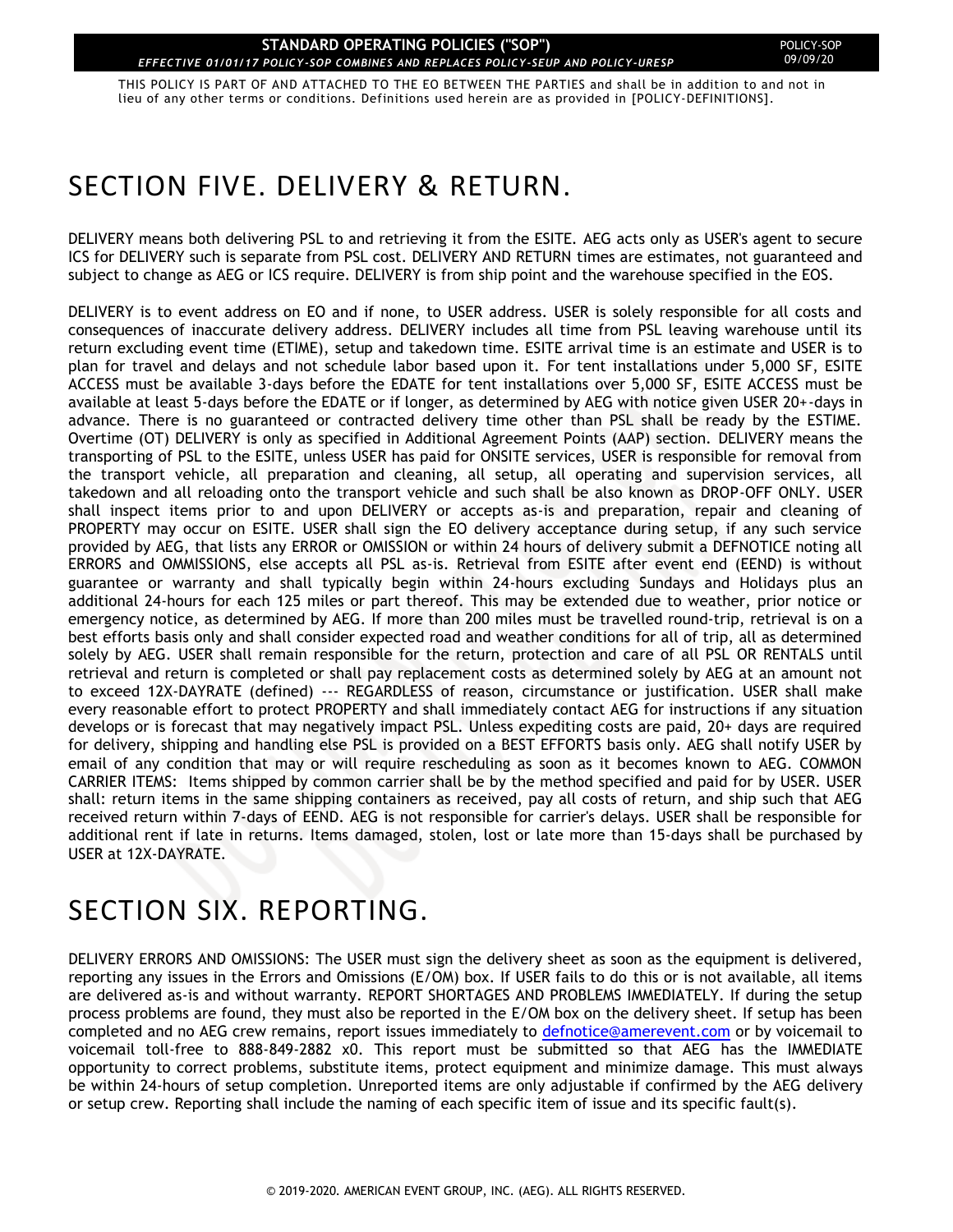THIS POLICY IS PART OF AND ATTACHED TO THE EO BETWEEN THE PARTIES and shall be in addition to and not in lieu of any other terms or conditions. Definitions used herein are as provided in [POLICY-DEFINITIONS].

# SECTION FIVE. DELIVERY & RETURN.

DELIVERY means both delivering PSL to and retrieving it from the ESITE. AEG acts only as USER's agent to secure ICS for DELIVERY such is separate from PSL cost. DELIVERY AND RETURN times are estimates, not guaranteed and subject to change as AEG or ICS require. DELIVERY is from ship point and the warehouse specified in the EOS.

DELIVERY is to event address on EO and if none, to USER address. USER is solely responsible for all costs and consequences of inaccurate delivery address. DELIVERY includes all time from PSL leaving warehouse until its return excluding event time (ETIME), setup and takedown time. ESITE arrival time is an estimate and USER is to plan for travel and delays and not schedule labor based upon it. For tent installations under 5,000 SF, ESITE ACCESS must be available 3-days before the EDATE for tent installations over 5,000 SF, ESITE ACCESS must be available at least 5-days before the EDATE or if longer, as determined by AEG with notice given USER 20+-days in advance. There is no guaranteed or contracted delivery time other than PSL shall be ready by the ESTIME. Overtime (OT) DELIVERY is only as specified in Additional Agreement Points (AAP) section. DELIVERY means the transporting of PSL to the ESITE, unless USER has paid for ONSITE services, USER is responsible for removal from the transport vehicle, all preparation and cleaning, all setup, all operating and supervision services, all takedown and all reloading onto the transport vehicle and such shall be also known as DROP-OFF ONLY. USER shall inspect items prior to and upon DELIVERY or accepts as-is and preparation, repair and cleaning of PROPERTY may occur on ESITE. USER shall sign the EO delivery acceptance during setup, if any such service provided by AEG, that lists any ERROR or OMISSION or within 24 hours of delivery submit a DEFNOTICE noting all ERRORS and OMMISSIONS, else accepts all PSL as-is. Retrieval from ESITE after event end (EEND) is without guarantee or warranty and shall typically begin within 24-hours excluding Sundays and Holidays plus an additional 24-hours for each 125 miles or part thereof. This may be extended due to weather, prior notice or emergency notice, as determined by AEG. If more than 200 miles must be travelled round-trip, retrieval is on a best efforts basis only and shall consider expected road and weather conditions for all of trip, all as determined solely by AEG. USER shall remain responsible for the return, protection and care of all PSL OR RENTALS until retrieval and return is completed or shall pay replacement costs as determined solely by AEG at an amount not to exceed 12X-DAYRATE (defined) --- REGARDLESS of reason, circumstance or justification. USER shall make every reasonable effort to protect PROPERTY and shall immediately contact AEG for instructions if any situation develops or is forecast that may negatively impact PSL. Unless expediting costs are paid, 20+ days are required for delivery, shipping and handling else PSL is provided on a BEST EFFORTS basis only. AEG shall notify USER by email of any condition that may or will require rescheduling as soon as it becomes known to AEG. COMMON CARRIER ITEMS: Items shipped by common carrier shall be by the method specified and paid for by USER. USER shall: return items in the same shipping containers as received, pay all costs of return, and ship such that AEG received return within 7-days of EEND. AEG is not responsible for carrier's delays. USER shall be responsible for additional rent if late in returns. Items damaged, stolen, lost or late more than 15-days shall be purchased by USER at 12X-DAYRATE.

# SECTION SIX. REPORTING.

DELIVERY ERRORS AND OMISSIONS: The USER must sign the delivery sheet as soon as the equipment is delivered, reporting any issues in the Errors and Omissions (E/OM) box. If USER fails to do this or is not available, all items are delivered as-is and without warranty. REPORT SHORTAGES AND PROBLEMS IMMEDIATELY. If during the setup process problems are found, they must also be reported in the E/OM box on the delivery sheet. If setup has been completed and no AEG crew remains, report issues immediately to defnotice@amerevent.com or by voicemail to voicemail toll-free to 888-849-2882 x0. This report must be submitted so that AEG has the IMMEDIATE opportunity to correct problems, substitute items, protect equipment and minimize damage. This must always be within 24-hours of setup completion. Unreported items are only adjustable if confirmed by the AEG delivery or setup crew. Reporting shall include the naming of each specific item of issue and its specific fault(s).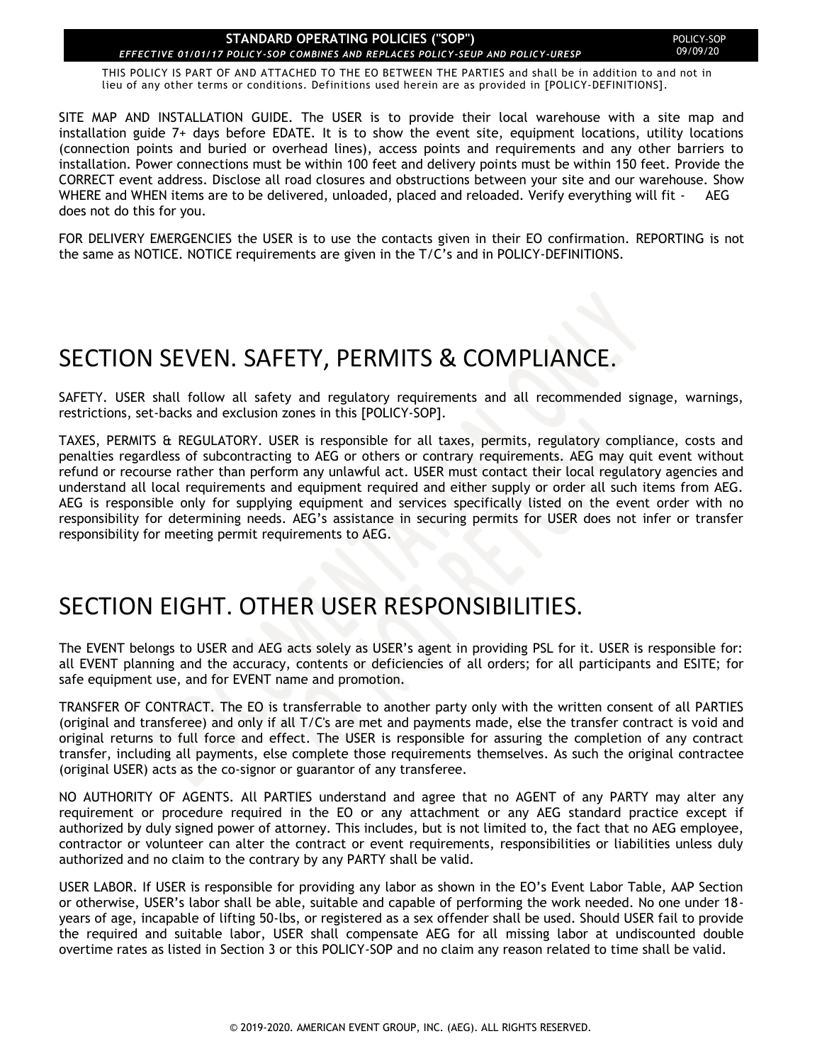SITE MAP AND INSTALLATION GUIDE. The USER is to provide their local warehouse with a site map and installation guide 7+ days before EDATE. It is to show the event site, equipment locations, utility locations (connection points and buried or overhead lines), access points and requirements and any other barriers to installation. Power connections must be within 100 feet and delivery points must be within 150 feet. Provide the CORRECT event address. Disclose all road closures and obstructions between your site and our warehouse. Show WHERE and WHEN items are to be delivered, unloaded, placed and reloaded. Verify everything will fit - AEG does not do this for you.

FOR DELIVERY EMERGENCIES the USER is to use the contacts given in their EO confirmation. REPORTING is not the same as NOTICE. NOTICE requirements are given in the T/C's and in POLICY-DEFINITIONS.

# SECTION SEVEN. SAFETY, PERMITS & COMPLIANCE.

SAFETY. USER shall follow all safety and regulatory requirements and all recommended signage, warnings, restrictions, set-backs and exclusion zones in this [POLICY-SOP].

TAXES, PERMITS & REGULATORY. USER is responsible for all taxes, permits, regulatory compliance, costs and penalties regardless of subcontracting to AEG or others or contrary requirements. AEG may quit event without refund or recourse rather than perform any unlawful act. USER must contact their local regulatory agencies and understand all local requirements and equipment required and either supply or order all such items from AEG. AEG is responsible only for supplying equipment and services specifically listed on the event order with no responsibility for determining needs. AEG's assistance in securing permits for USER does not infer or transfer responsibility for meeting permit requirements to AEG.

# SECTION EIGHT. OTHER USER RESPONSIBILITIES.

The EVENT belongs to USER and AEG acts solely as USER's agent in providing PSL for it. USER is responsible for: all EVENT planning and the accuracy, contents or deficiencies of all orders; for all participants and ESITE; for safe equipment use, and for EVENT name and promotion.

TRANSFER OF CONTRACT. The EO is transferrable to another party only with the written consent of all PARTIES (original and transferee) and only if all T/C's are met and payments made, else the transfer contract is void and original returns to full force and effect. The USER is responsible for assuring the completion of any contract transfer, including all payments, else complete those requirements themselves. As such the original contractee (original USER) acts as the co-signor or guarantor of any transferee.

NO AUTHORITY OF AGENTS. All PARTIES understand and agree that no AGENT of any PARTY may alter any requirement or procedure required in the EO or any attachment or any AEG standard practice except if authorized by duly signed power of attorney. This includes, but is not limited to, the fact that no AEG employee, contractor or volunteer can alter the contract or event requirements, responsibilities or liabilities unless duly authorized and no claim to the contrary by any PARTY shall be valid.

USER LABOR. If USER is responsible for providing any labor as shown in the EO's Event Labor Table, AAP Section or otherwise, USER's labor shall be able, suitable and capable of performing the work needed. No one under 18-years of age, incapable of lifting 50-lbs, or registered as a sex offender shall be used. Should USER fail to provide the required and suitable labor, USER shall compensate AEG for all missing labor at undiscounted double overtime rates as listed in Section 3 or this POLICY-SOP and no claim any reason related to time shall be valid.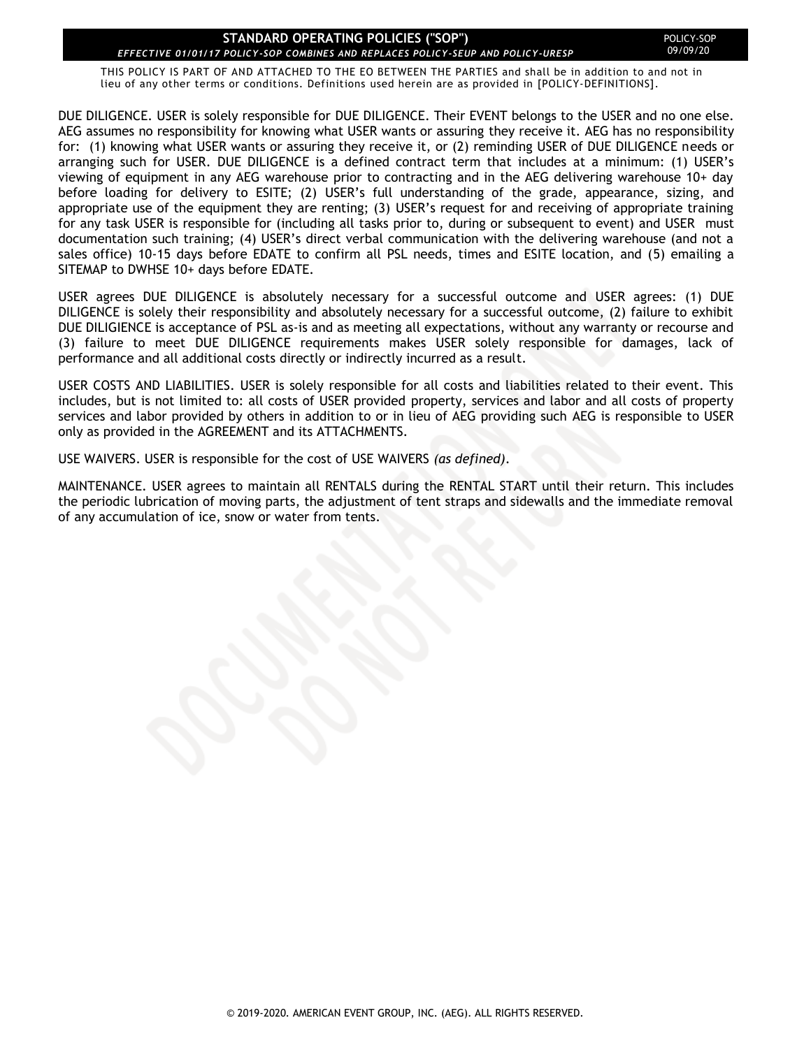## STANDARD OPERATING POLICIES ("SOP")

*EFFECTIVE 01/01/17 POLICY-SOP COMBINES AND REPLACES POLICY-SEUP AND POLICY-URESP*

POLICY-SOP 09/09/20

THIS POLICY IS PART OF AND ATTACHED TO THE EO BETWEEN THE PARTIES and shall be in addition to and not in lieu of any other terms or conditions. Definitions used herein are as provided in [POLICY-DEFINITIONS].

DUE DILIGENCE. USER is solely responsible for DUE DILIGENCE. Their EVENT belongs to the USER and no one else. AEG assumes no responsibility for knowing what USER wants or assuring they receive it. AEG has no responsibility for: (1) knowing what USER wants or assuring they receive it, or (2) reminding USER of DUE DILIGENCE needs or arranging such for USER. DUE DILIGENCE is a defined contract term that includes at a minimum: (1) USER's viewing of equipment in any AEG warehouse prior to contracting and in the AEG delivering warehouse 10+ day before loading for delivery to ESITE; (2) USER's full understanding of the grade, appearance, sizing, and appropriate use of the equipment they are renting; (3) USER's request for and receiving of appropriate training for any task USER is responsible for (including all tasks prior to, during or subsequent to event) and USER must documentation such training; (4) USER's direct verbal communication with the delivering warehouse (and not a sales office) 10-15 days before EDATE to confirm all PSL needs, times and ESITE location, and (5) emailing a SITEMAP to DWHSE 10+ days before EDATE.

USER agrees DUE DILIGENCE is absolutely necessary for a successful outcome and USER agrees: (1) DUE DILIGENCE is solely their responsibility and absolutely necessary for a successful outcome, (2) failure to exhibit DUE DILIGIENCE is acceptance of PSL as-is and as meeting all expectations, without any warranty or recourse and (3) failure to meet DUE DILIGENCE requirements makes USER solely responsible for damages, lack of performance and all additional costs directly or indirectly incurred as a result.

USER COSTS AND LIABILITIES. USER is solely responsible for all costs and liabilities related to their event. This includes, but is not limited to: all costs of USER provided property, services and labor and all costs of property services and labor provided by others in addition to or in lieu of AEG providing such AEG is responsible to USER only as provided in the AGREEMENT and its ATTACHMENTS.

USE WAIVERS. USER is responsible for the cost of USE WAIVERS *(as defined)*.

MAINTENANCE. USER agrees to maintain all RENTALS during the RENTAL START until their return. This includes the periodic lubrication of moving parts, the adjustment of tent straps and sidewalls and the immediate removal of any accumulation of ice, snow or water from tents.

© 2019-2020. AMERICAN EVENT GROUP, INC. (AEG). ALL RIGHTS RESERVED.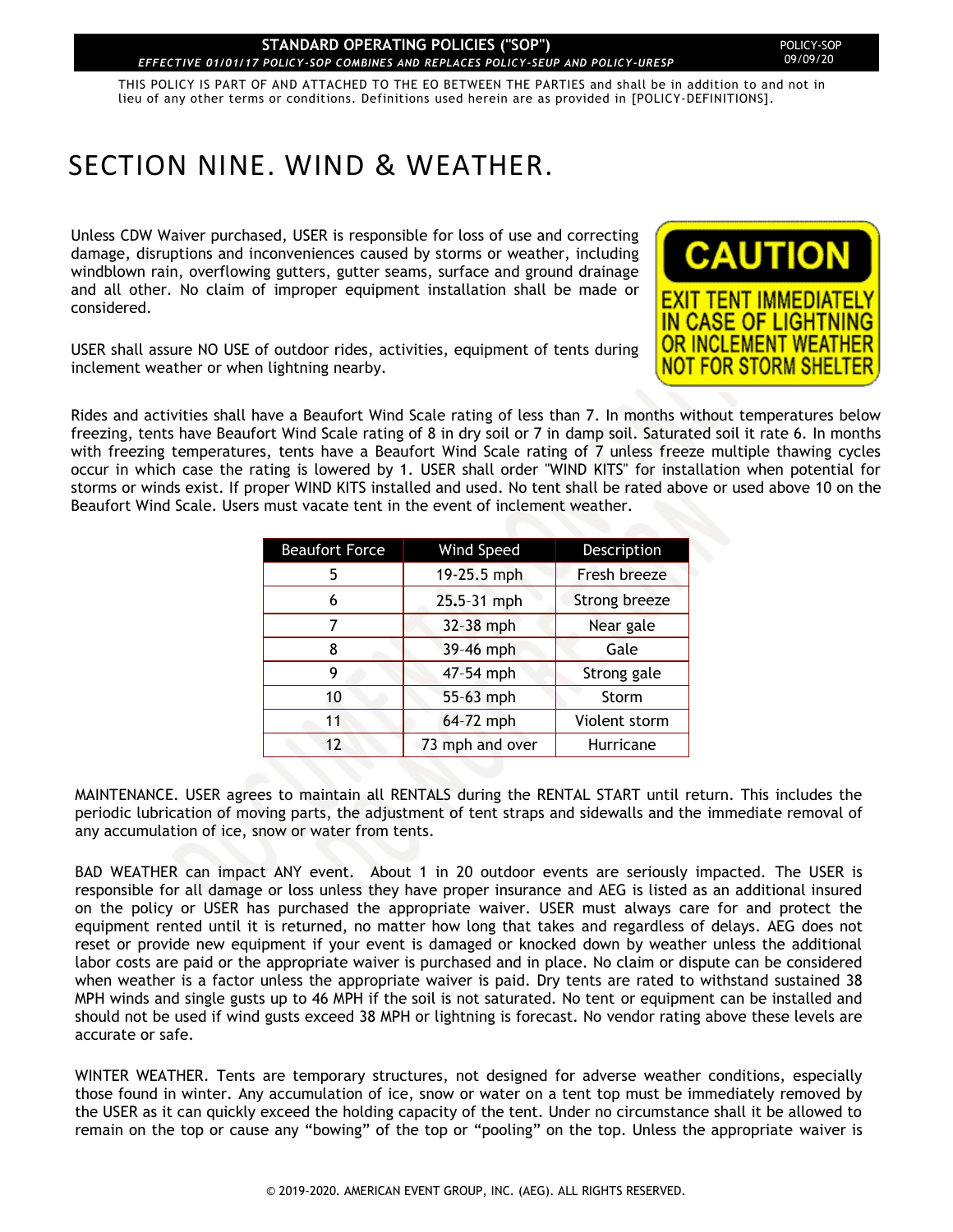**STANDARD OPERATING POLICIES ("SOP")**
*EFFECTIVE 01/01/17 POLICY-SOP COMBINES AND REPLACES POLICY-SEUP AND POLICY-URESP*

POLICY-SOP 09/09/20

THIS POLICY IS PART OF AND ATTACHED TO THE EO BETWEEN THE PARTIES and shall be in addition to and not in lieu of any other terms or conditions. Definitions used herein are as provided in [POLICY-DEFINITIONS].

# SECTION NINE. WIND & WEATHER.

Unless CDW Waiver purchased, USER is responsible for loss of use and correcting damage, disruptions and inconveniences caused by storms or weather, including windblown rain, overflowing gutters, gutter seams, surface and ground drainage and all other. No claim of improper equipment installation shall be made or considered.

CAUTION
EXIT TENT IMMEDIATELY IN CASE OF LIGHTNING OR INCLEMENT WEATHER
NOT FOR STORM SHELTER

USER shall assure NO USE of outdoor rides, activities, equipment of tents during inclement weather or when lightning nearby.

Rides and activities shall have a Beaufort Wind Scale rating of less than 7. In months without temperatures below freezing, tents have Beaufort Wind Scale rating of 8 in dry soil or 7 in damp soil. Saturated soil it rate 6. In months with freezing temperatures, tents have a Beaufort Wind Scale rating of 7 unless freeze multiple thawing cycles occur in which case the rating is lowered by 1. USER shall order "WIND KITS" for installation when potential for storms or winds exist. If proper WIND KITS installed and used. No tent shall be rated above or used above 10 on the Beaufort Wind Scale. Users must vacate tent in the event of inclement weather.

| Beaufort Force | Wind Speed | Description |
|---|---|---|
| 5 | 19-25.5 mph | Fresh breeze |
| 6 | 25.5–31 mph | Strong breeze |
| 7 | 32–38 mph | Near gale |
| 8 | 39–46 mph | Gale |
| 9 | 47–54 mph | Strong gale |
| 10 | 55–63 mph | Storm |
| 11 | 64–72 mph | Violent storm |
| 12 | 73 mph and over | Hurricane |

MAINTENANCE. USER agrees to maintain all RENTALS during the RENTAL START until return. This includes the periodic lubrication of moving parts, the adjustment of tent straps and sidewalls and the immediate removal of any accumulation of ice, snow or water from tents.

BAD WEATHER can impact ANY event. About 1 in 20 outdoor events are seriously impacted. The USER is responsible for all damage or loss unless they have proper insurance and AEG is listed as an additional insured on the policy or USER has purchased the appropriate waiver. USER must always care for and protect the equipment rented until it is returned, no matter how long that takes and regardless of delays. AEG does not reset or provide new equipment if your event is damaged or knocked down by weather unless the additional labor costs are paid or the appropriate waiver is purchased and in place. No claim or dispute can be considered when weather is a factor unless the appropriate waiver is paid. Dry tents are rated to withstand sustained 38 MPH winds and single gusts up to 46 MPH if the soil is not saturated. No tent or equipment can be installed and should not be used if wind gusts exceed 38 MPH or lightning is forecast. No vendor rating above these levels are accurate or safe.

WINTER WEATHER. Tents are temporary structures, not designed for adverse weather conditions, especially those found in winter. Any accumulation of ice, snow or water on a tent top must be immediately removed by the USER as it can quickly exceed the holding capacity of the tent. Under no circumstance shall it be allowed to remain on the top or cause any "bowing" of the top or "pooling" on the top. Unless the appropriate waiver is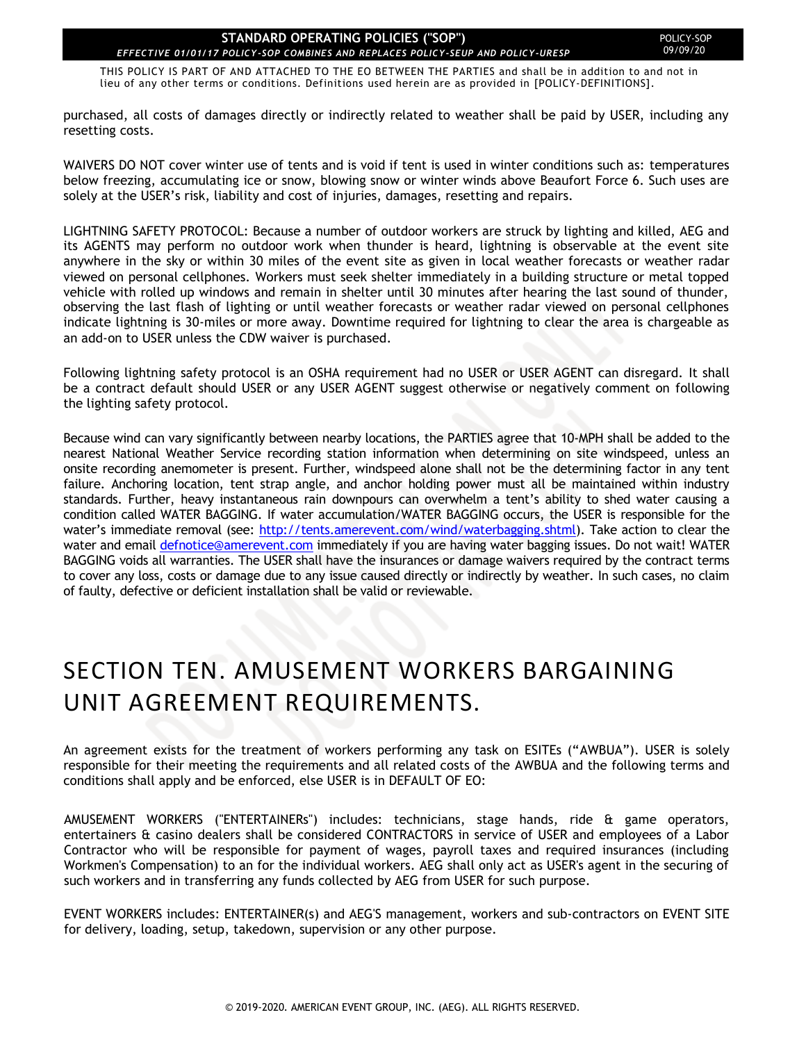purchased, all costs of damages directly or indirectly related to weather shall be paid by USER, including any resetting costs.

WAIVERS DO NOT cover winter use of tents and is void if tent is used in winter conditions such as: temperatures below freezing, accumulating ice or snow, blowing snow or winter winds above Beaufort Force 6. Such uses are solely at the USER's risk, liability and cost of injuries, damages, resetting and repairs.

LIGHTNING SAFETY PROTOCOL: Because a number of outdoor workers are struck by lighting and killed, AEG and its AGENTS may perform no outdoor work when thunder is heard, lightning is observable at the event site anywhere in the sky or within 30 miles of the event site as given in local weather forecasts or weather radar viewed on personal cellphones. Workers must seek shelter immediately in a building structure or metal topped vehicle with rolled up windows and remain in shelter until 30 minutes after hearing the last sound of thunder, observing the last flash of lighting or until weather forecasts or weather radar viewed on personal cellphones indicate lightning is 30-miles or more away. Downtime required for lightning to clear the area is chargeable as an add-on to USER unless the CDW waiver is purchased.

Following lightning safety protocol is an OSHA requirement had no USER or USER AGENT can disregard. It shall be a contract default should USER or any USER AGENT suggest otherwise or negatively comment on following the lighting safety protocol.

Because wind can vary significantly between nearby locations, the PARTIES agree that 10-MPH shall be added to the nearest National Weather Service recording station information when determining on site windspeed, unless an onsite recording anemometer is present. Further, windspeed alone shall not be the determining factor in any tent failure. Anchoring location, tent strap angle, and anchor holding power must all be maintained within industry standards. Further, heavy instantaneous rain downpours can overwhelm a tent's ability to shed water causing a condition called WATER BAGGING. If water accumulation/WATER BAGGING occurs, the USER is responsible for the water's immediate removal (see: http://tents.amerevent.com/wind/waterbagging.shtml). Take action to clear the water and email defnotice@amerevent.com immediately if you are having water bagging issues. Do not wait! WATER BAGGING voids all warranties. The USER shall have the insurances or damage waivers required by the contract terms to cover any loss, costs or damage due to any issue caused directly or indirectly by weather. In such cases, no claim of faulty, defective or deficient installation shall be valid or reviewable.

# SECTION TEN. AMUSEMENT WORKERS BARGAINING UNIT AGREEMENT REQUIREMENTS.

An agreement exists for the treatment of workers performing any task on ESITEs ("AWBUA"). USER is solely responsible for their meeting the requirements and all related costs of the AWBUA and the following terms and conditions shall apply and be enforced, else USER is in DEFAULT OF EO:

AMUSEMENT WORKERS ("ENTERTAINERs") includes: technicians, stage hands, ride & game operators, entertainers & casino dealers shall be considered CONTRACTORS in service of USER and employees of a Labor Contractor who will be responsible for payment of wages, payroll taxes and required insurances (including Workmen's Compensation) to an for the individual workers. AEG shall only act as USER's agent in the securing of such workers and in transferring any funds collected by AEG from USER for such purpose.

EVENT WORKERS includes: ENTERTAINER(s) and AEG'S management, workers and sub-contractors on EVENT SITE for delivery, loading, setup, takedown, supervision or any other purpose.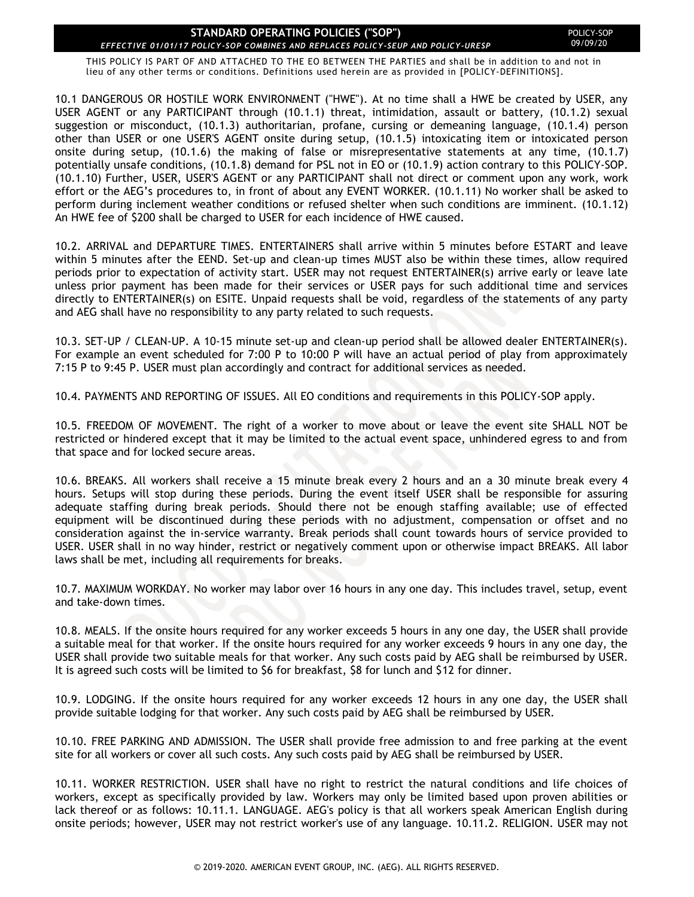**STANDARD OPERATING POLICIES ("SOP")**

*EFFECTIVE 01/01/17 POLICY-SOP COMBINES AND REPLACES POLICY-SEUP AND POLICY-URESP*

POLICY-SOP 09/09/20

THIS POLICY IS PART OF AND ATTACHED TO THE EO BETWEEN THE PARTIES and shall be in addition to and not in lieu of any other terms or conditions. Definitions used herein are as provided in [POLICY-DEFINITIONS].

10.1 DANGEROUS OR HOSTILE WORK ENVIRONMENT ("HWE"). At no time shall a HWE be created by USER, any USER AGENT or any PARTICIPANT through (10.1.1) threat, intimidation, assault or battery, (10.1.2) sexual suggestion or misconduct, (10.1.3) authoritarian, profane, cursing or demeaning language, (10.1.4) person other than USER or one USER'S AGENT onsite during setup, (10.1.5) intoxicating item or intoxicated person onsite during setup, (10.1.6) the making of false or misrepresentative statements at any time, (10.1.7) potentially unsafe conditions, (10.1.8) demand for PSL not in EO or (10.1.9) action contrary to this POLICY-SOP. (10.1.10) Further, USER, USER'S AGENT or any PARTICIPANT shall not direct or comment upon any work, work effort or the AEG's procedures to, in front of about any EVENT WORKER. (10.1.11) No worker shall be asked to perform during inclement weather conditions or refused shelter when such conditions are imminent. (10.1.12) An HWE fee of $200 shall be charged to USER for each incidence of HWE caused.

10.2. ARRIVAL and DEPARTURE TIMES. ENTERTAINERS shall arrive within 5 minutes before ESTART and leave within 5 minutes after the EEND. Set-up and clean-up times MUST also be within these times, allow required periods prior to expectation of activity start. USER may not request ENTERTAINER(s) arrive early or leave late unless prior payment has been made for their services or USER pays for such additional time and services directly to ENTERTAINER(s) on ESITE. Unpaid requests shall be void, regardless of the statements of any party and AEG shall have no responsibility to any party related to such requests.

10.3. SET-UP / CLEAN-UP. A 10-15 minute set-up and clean-up period shall be allowed dealer ENTERTAINER(s). For example an event scheduled for 7:00 P to 10:00 P will have an actual period of play from approximately 7:15 P to 9:45 P. USER must plan accordingly and contract for additional services as needed.

10.4. PAYMENTS AND REPORTING OF ISSUES. All EO conditions and requirements in this POLICY-SOP apply.

10.5. FREEDOM OF MOVEMENT. The right of a worker to move about or leave the event site SHALL NOT be restricted or hindered except that it may be limited to the actual event space, unhindered egress to and from that space and for locked secure areas.

10.6. BREAKS. All workers shall receive a 15 minute break every 2 hours and an a 30 minute break every 4 hours. Setups will stop during these periods. During the event itself USER shall be responsible for assuring adequate staffing during break periods. Should there not be enough staffing available; use of effected equipment will be discontinued during these periods with no adjustment, compensation or offset and no consideration against the in-service warranty. Break periods shall count towards hours of service provided to USER. USER shall in no way hinder, restrict or negatively comment upon or otherwise impact BREAKS. All labor laws shall be met, including all requirements for breaks.

10.7. MAXIMUM WORKDAY. No worker may labor over 16 hours in any one day. This includes travel, setup, event and take-down times.

10.8. MEALS. If the onsite hours required for any worker exceeds 5 hours in any one day, the USER shall provide a suitable meal for that worker. If the onsite hours required for any worker exceeds 9 hours in any one day, the USER shall provide two suitable meals for that worker. Any such costs paid by AEG shall be reimbursed by USER. It is agreed such costs will be limited to $6 for breakfast, $8 for lunch and $12 for dinner.

10.9. LODGING. If the onsite hours required for any worker exceeds 12 hours in any one day, the USER shall provide suitable lodging for that worker. Any such costs paid by AEG shall be reimbursed by USER.

10.10. FREE PARKING AND ADMISSION. The USER shall provide free admission to and free parking at the event site for all workers or cover all such costs. Any such costs paid by AEG shall be reimbursed by USER.

10.11. WORKER RESTRICTION. USER shall have no right to restrict the natural conditions and life choices of workers, except as specifically provided by law. Workers may only be limited based upon proven abilities or lack thereof or as follows: 10.11.1. LANGUAGE. AEG's policy is that all workers speak American English during onsite periods; however, USER may not restrict worker's use of any language. 10.11.2. RELIGION. USER may not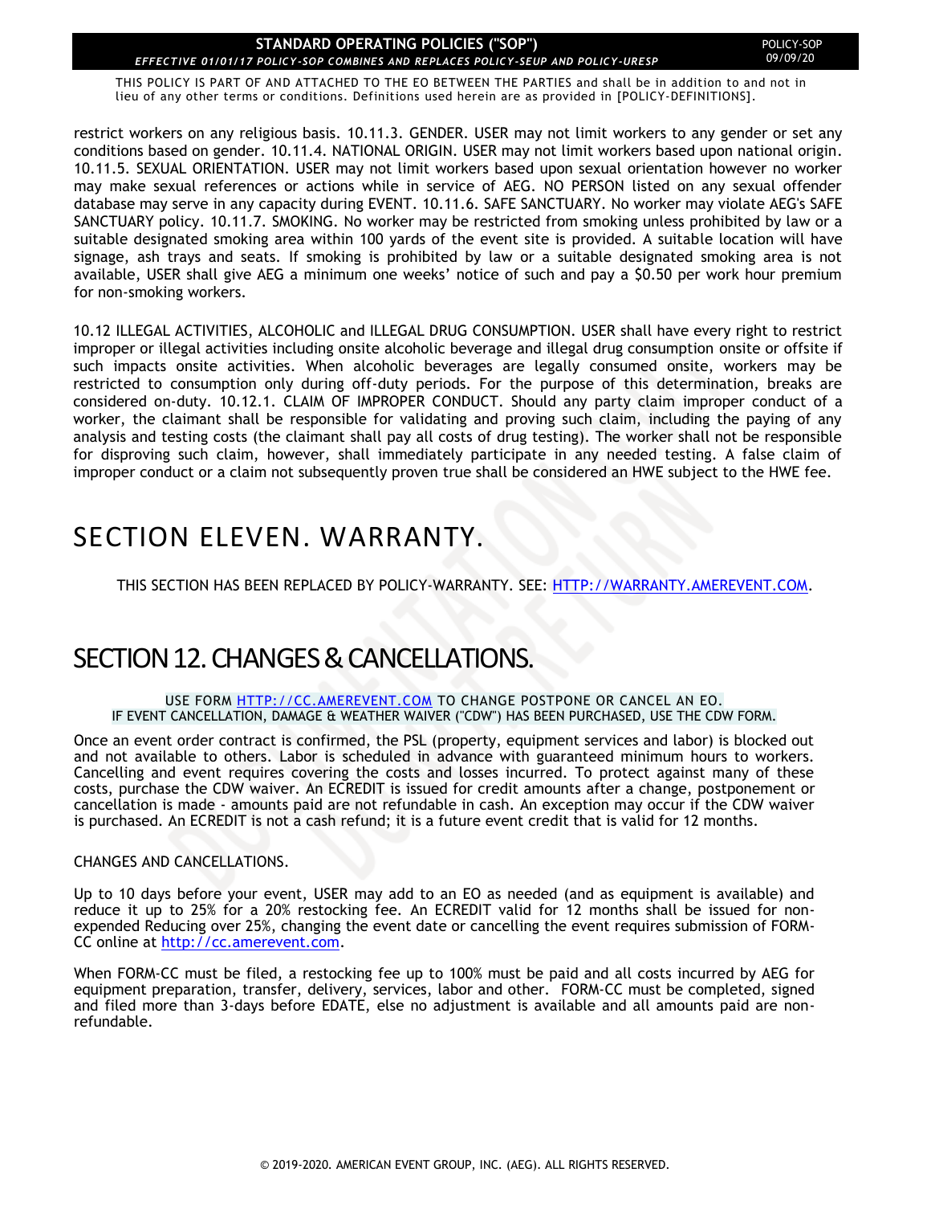restrict workers on any religious basis. 10.11.3. GENDER. USER may not limit workers to any gender or set any conditions based on gender. 10.11.4. NATIONAL ORIGIN. USER may not limit workers based upon national origin. 10.11.5. SEXUAL ORIENTATION. USER may not limit workers based upon sexual orientation however no worker may make sexual references or actions while in service of AEG. NO PERSON listed on any sexual offender database may serve in any capacity during EVENT. 10.11.6. SAFE SANCTUARY. No worker may violate AEG's SAFE SANCTUARY policy. 10.11.7. SMOKING. No worker may be restricted from smoking unless prohibited by law or a suitable designated smoking area within 100 yards of the event site is provided. A suitable location will have signage, ash trays and seats. If smoking is prohibited by law or a suitable designated smoking area is not available, USER shall give AEG a minimum one weeks' notice of such and pay a $0.50 per work hour premium for non-smoking workers.

10.12 ILLEGAL ACTIVITIES, ALCOHOLIC and ILLEGAL DRUG CONSUMPTION. USER shall have every right to restrict improper or illegal activities including onsite alcoholic beverage and illegal drug consumption onsite or offsite if such impacts onsite activities. When alcoholic beverages are legally consumed onsite, workers may be restricted to consumption only during off-duty periods. For the purpose of this determination, breaks are considered on-duty. 10.12.1. CLAIM OF IMPROPER CONDUCT. Should any party claim improper conduct of a worker, the claimant shall be responsible for validating and proving such claim, including the paying of any analysis and testing costs (the claimant shall pay all costs of drug testing). The worker shall not be responsible for disproving such claim, however, shall immediately participate in any needed testing. A false claim of improper conduct or a claim not subsequently proven true shall be considered an HWE subject to the HWE fee.

# SECTION ELEVEN. WARRANTY.

THIS SECTION HAS BEEN REPLACED BY POLICY-WARRANTY. SEE: HTTP://WARRANTY.AMEREVENT.COM.

# SECTION 12. CHANGES & CANCELLATIONS.

USE FORM HTTP://CC.AMEREVENT.COM TO CHANGE POSTPONE OR CANCEL AN EO.
IF EVENT CANCELLATION, DAMAGE & WEATHER WAIVER ("CDW") HAS BEEN PURCHASED, USE THE CDW FORM.

Once an event order contract is confirmed, the PSL (property, equipment services and labor) is blocked out and not available to others. Labor is scheduled in advance with guaranteed minimum hours to workers. Cancelling and event requires covering the costs and losses incurred. To protect against many of these costs, purchase the CDW waiver. An ECREDIT is issued for credit amounts after a change, postponement or cancellation is made - amounts paid are not refundable in cash. An exception may occur if the CDW waiver is purchased. An ECREDIT is not a cash refund; it is a future event credit that is valid for 12 months.

CHANGES AND CANCELLATIONS.

Up to 10 days before your event, USER may add to an EO as needed (and as equipment is available) and reduce it up to 25% for a 20% restocking fee. An ECREDIT valid for 12 months shall be issued for non-expended Reducing over 25%, changing the event date or cancelling the event requires submission of FORM-CC online at http://cc.amerevent.com.

When FORM-CC must be filed, a restocking fee up to 100% must be paid and all costs incurred by AEG for equipment preparation, transfer, delivery, services, labor and other. FORM-CC must be completed, signed and filed more than 3-days before EDATE, else no adjustment is available and all amounts paid are non-refundable.